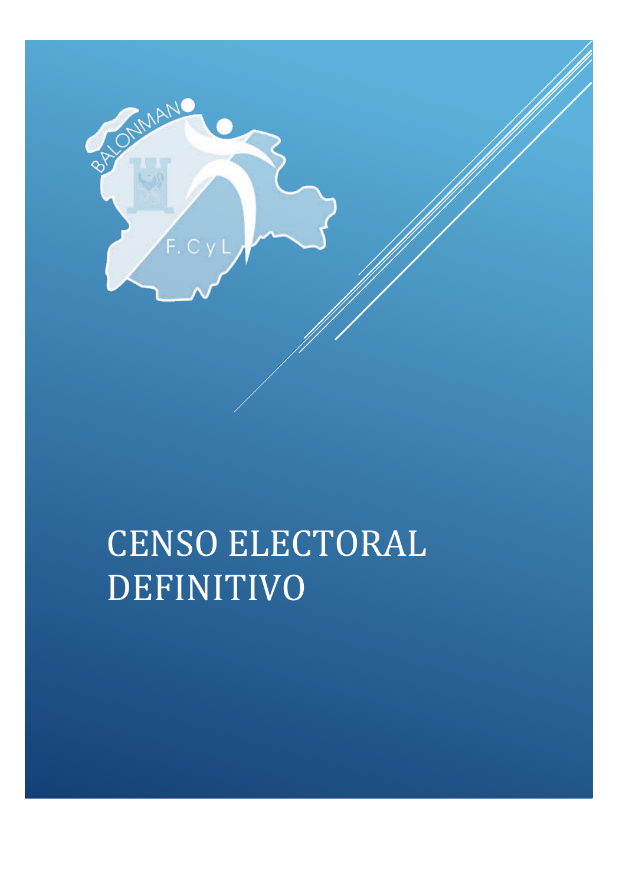# CENSO ELECTORAL DEFINITIVO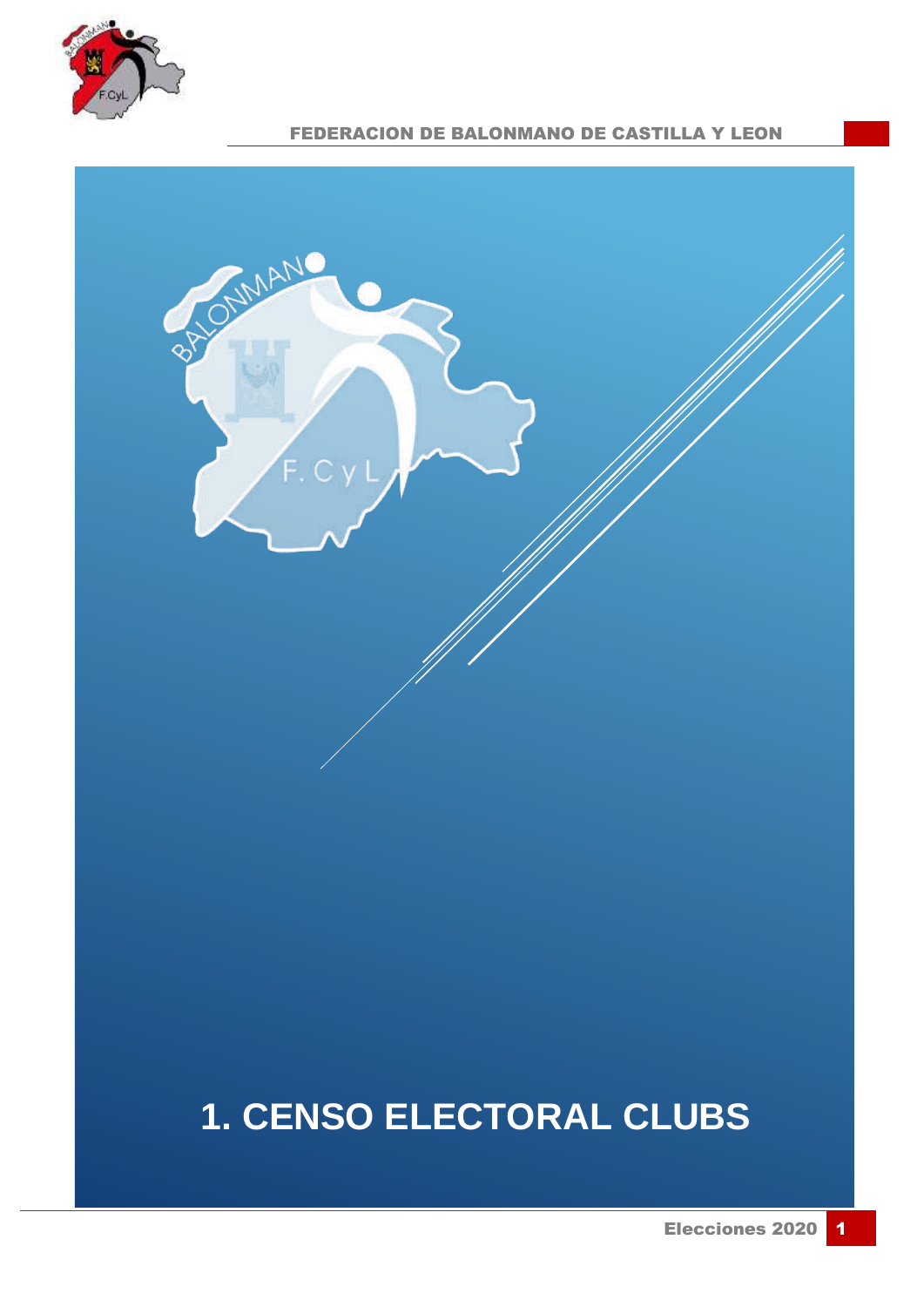# 1. CENSO ELECTORAL CLUBS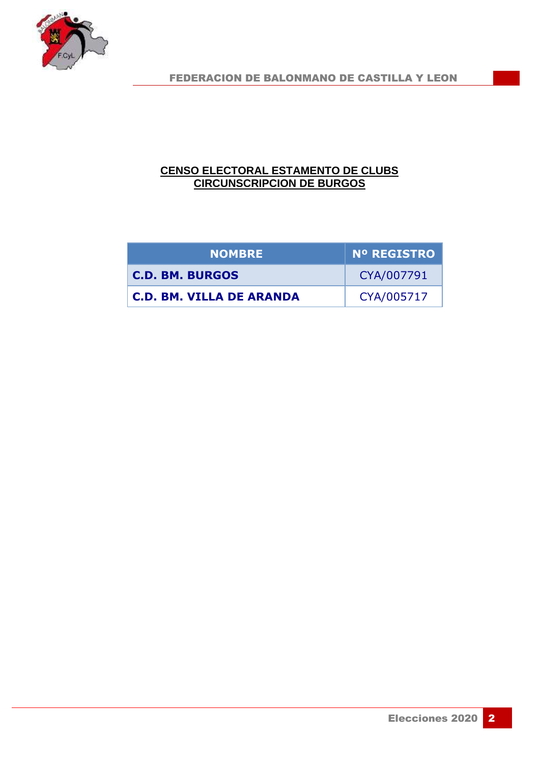## CENSO ELECTORAL ESTAMENTO DE CLUBS
## CIRCUNSCRIPCION DE BURGOS

| NOMBRE | Nº REGISTRO |
|---|---|
| **C.D. BM. BURGOS** | CYA/007791 |
| **C.D. BM. VILLA DE ARANDA** | CYA/005717 |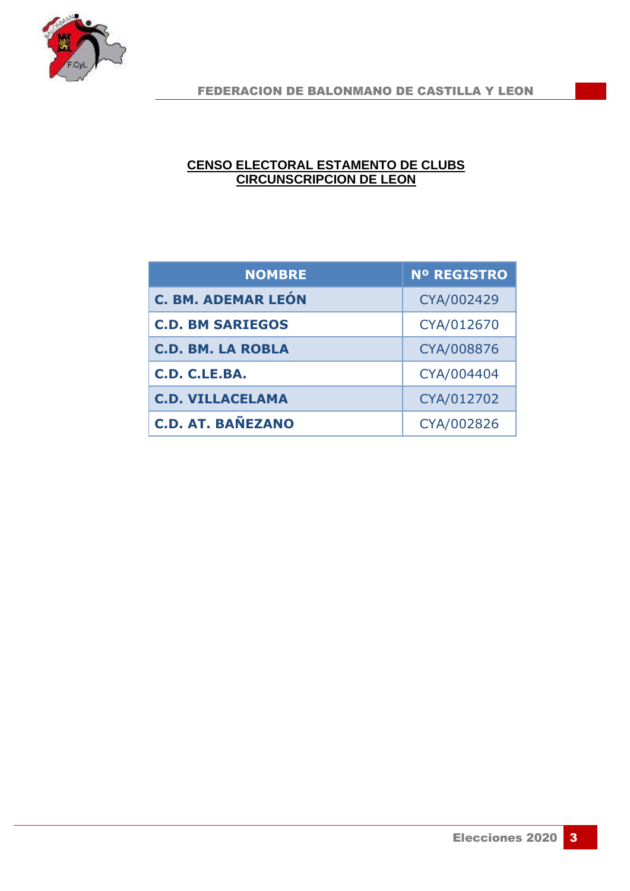## CENSO ELECTORAL ESTAMENTO DE CLUBS
## CIRCUNSCRIPCION DE LEON

| NOMBRE | Nº REGISTRO |
|---|---|
| **C. BM. ADEMAR LEÓN** | CYA/002429 |
| **C.D. BM SARIEGOS** | CYA/012670 |
| **C.D. BM. LA ROBLA** | CYA/008876 |
| **C.D. C.LE.BA.** | CYA/004404 |
| **C.D. VILLACELAMA** | CYA/012702 |
| **C.D. AT. BAÑEZANO** | CYA/002826 |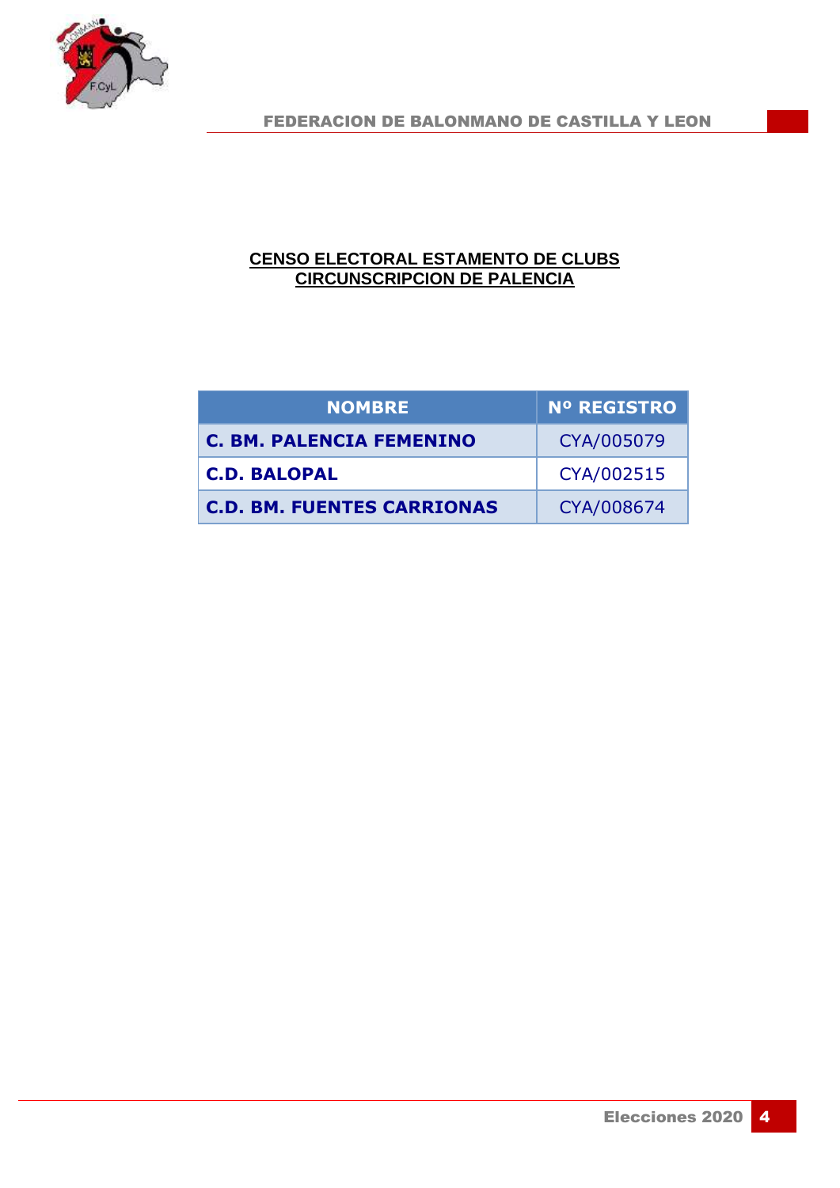## CENSO ELECTORAL ESTAMENTO DE CLUBS
## CIRCUNSCRIPCION DE PALENCIA

| NOMBRE | Nº REGISTRO |
|---|---|
| **C. BM. PALENCIA FEMENINO** | CYA/005079 |
| **C.D. BALOPAL** | CYA/002515 |
| **C.D. BM. FUENTES CARRIONAS** | CYA/008674 |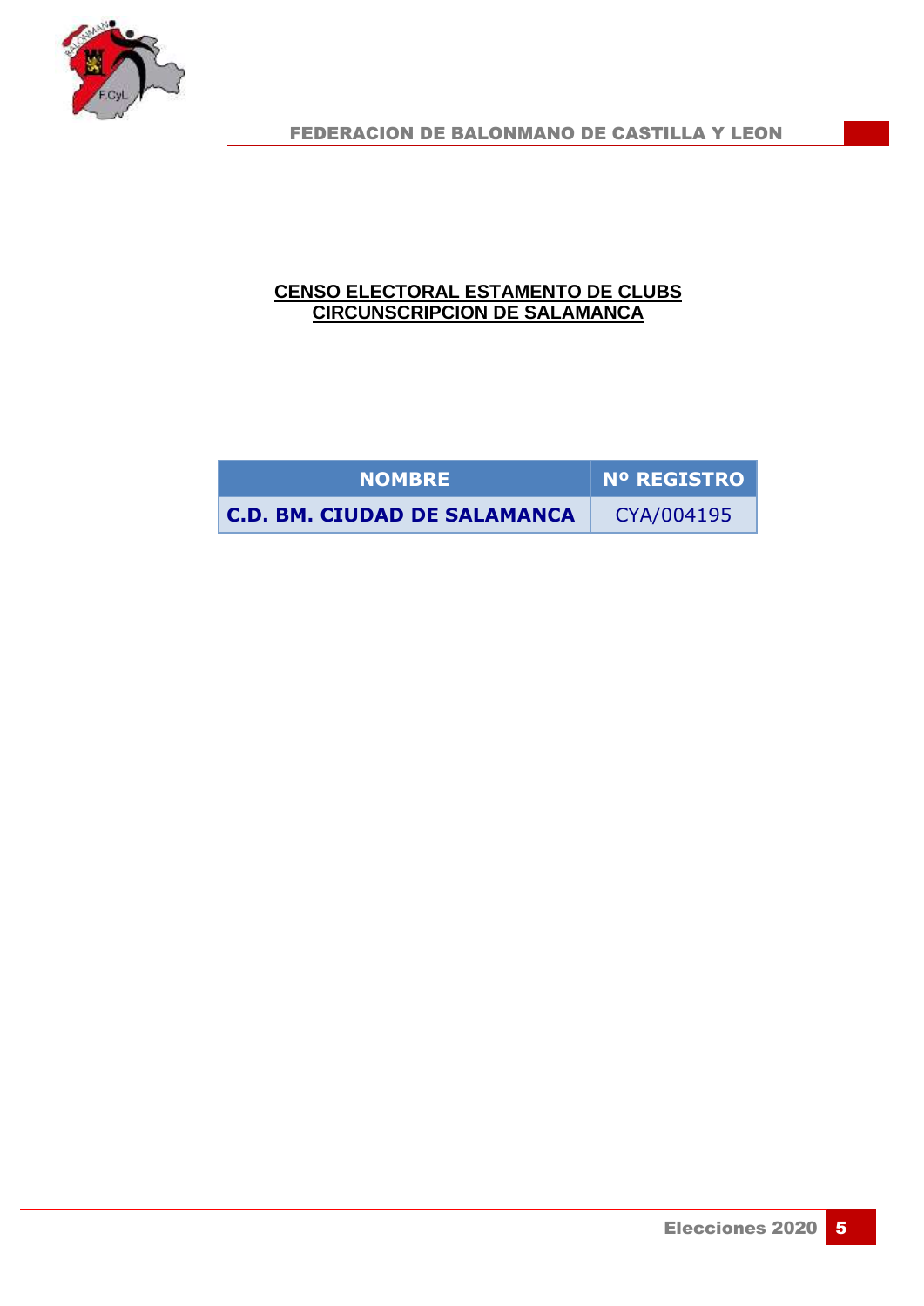## CENSO ELECTORAL ESTAMENTO DE CLUBS
## CIRCUNSCRIPCION DE SALAMANCA

| NOMBRE | Nº REGISTRO |
|---|---|
| **C.D. BM. CIUDAD DE SALAMANCA** | CYA/004195 |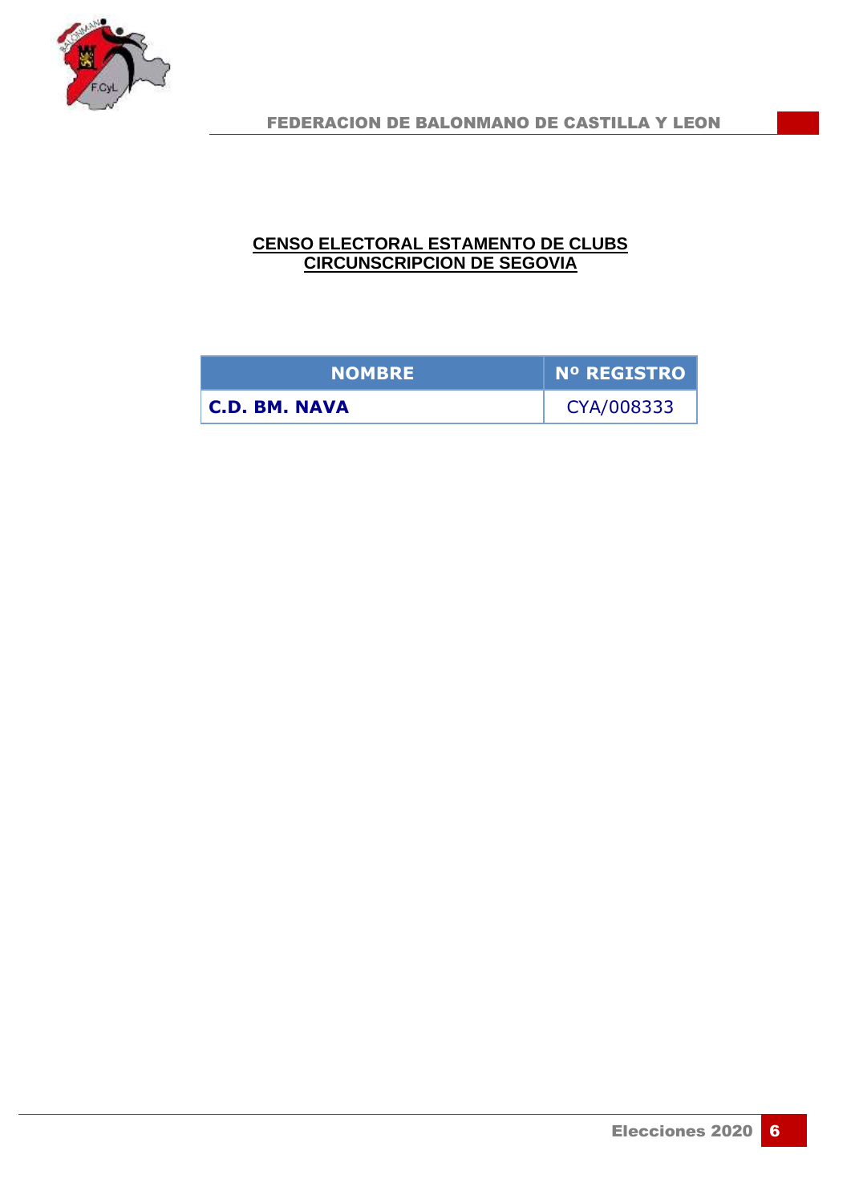## CENSO ELECTORAL ESTAMENTO DE CLUBS
## CIRCUNSCRIPCION DE SEGOVIA

| NOMBRE | Nº REGISTRO |
|---|---|
| **C.D. BM. NAVA** | CYA/008333 |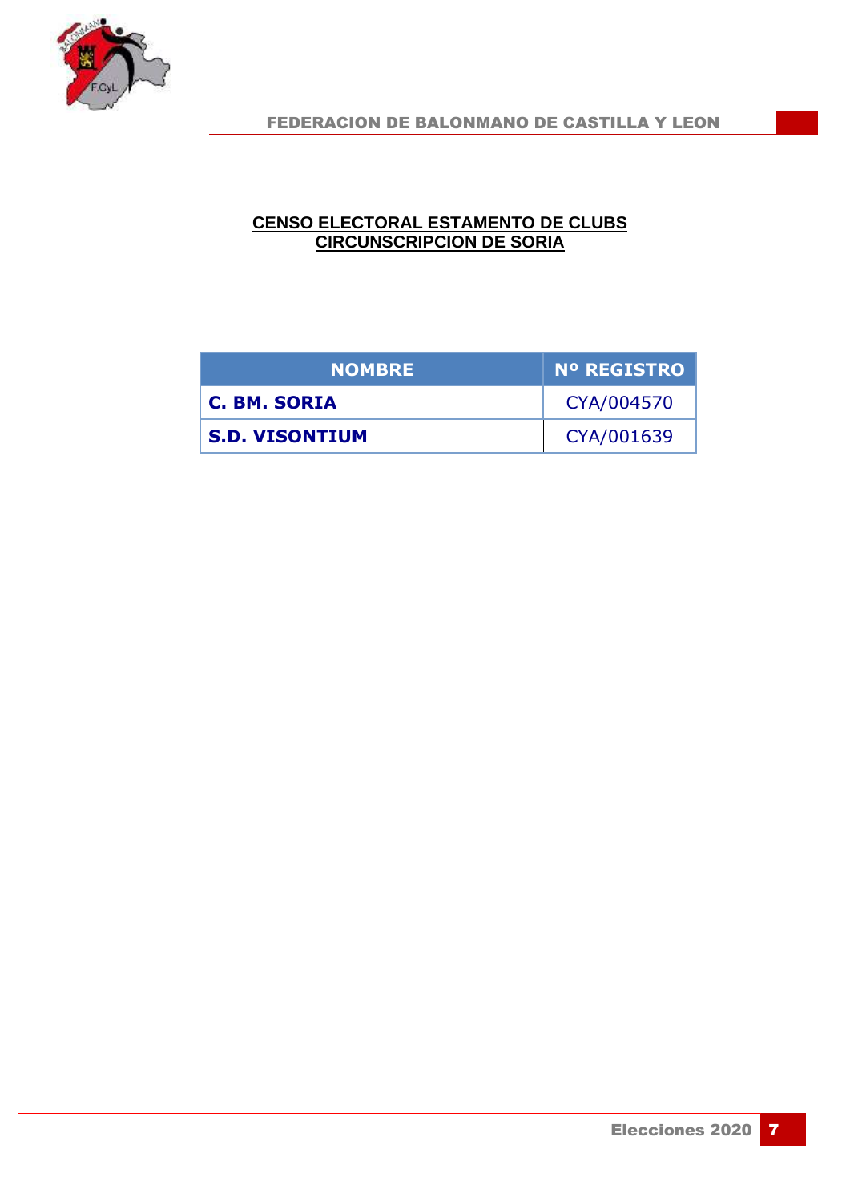## CENSO ELECTORAL ESTAMENTO DE CLUBS
## CIRCUNSCRIPCION DE SORIA

| NOMBRE | Nº REGISTRO |
|---|---|
| **C. BM. SORIA** | CYA/004570 |
| **S.D. VISONTIUM** | CYA/001639 |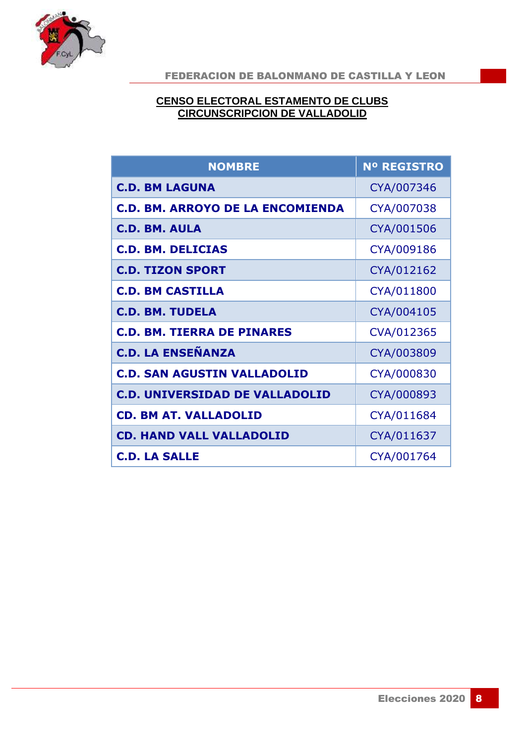## CENSO ELECTORAL ESTAMENTO DE CLUBS
## CIRCUNSCRIPCION DE VALLADOLID

| NOMBRE | Nº REGISTRO |
| --- | --- |
| **C.D. BM LAGUNA** | CYA/007346 |
| **C.D. BM. ARROYO DE LA ENCOMIENDA** | CYA/007038 |
| **C.D. BM. AULA** | CYA/001506 |
| **C.D. BM. DELICIAS** | CYA/009186 |
| **C.D. TIZON SPORT** | CYA/012162 |
| **C.D. BM CASTILLA** | CYA/011800 |
| **C.D. BM. TUDELA** | CYA/004105 |
| **C.D. BM. TIERRA DE PINARES** | CVA/012365 |
| **C.D. LA ENSEÑANZA** | CYA/003809 |
| **C.D. SAN AGUSTIN VALLADOLID** | CYA/000830 |
| **C.D. UNIVERSIDAD DE VALLADOLID** | CYA/000893 |
| **CD. BM AT. VALLADOLID** | CYA/011684 |
| **CD. HAND VALL VALLADOLID** | CYA/011637 |
| **C.D. LA SALLE** | CYA/001764 |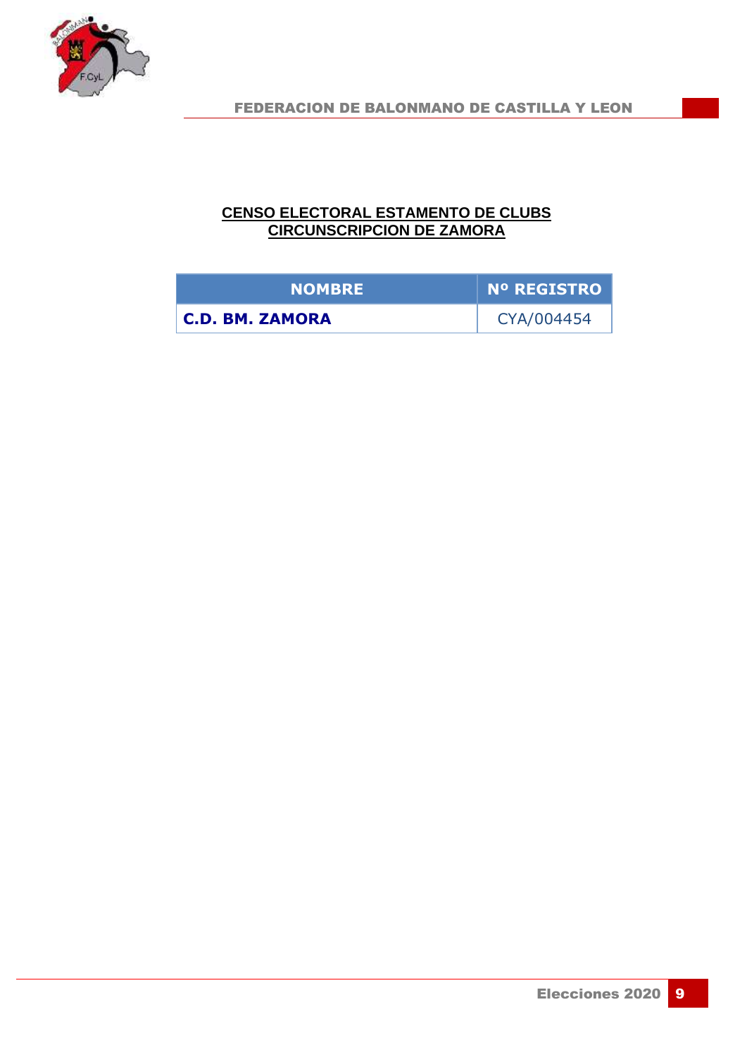## CENSO ELECTORAL ESTAMENTO DE CLUBS
## CIRCUNSCRIPCION DE ZAMORA

| NOMBRE | Nº REGISTRO |
|---|---|
| **C.D. BM. ZAMORA** | CYA/004454 |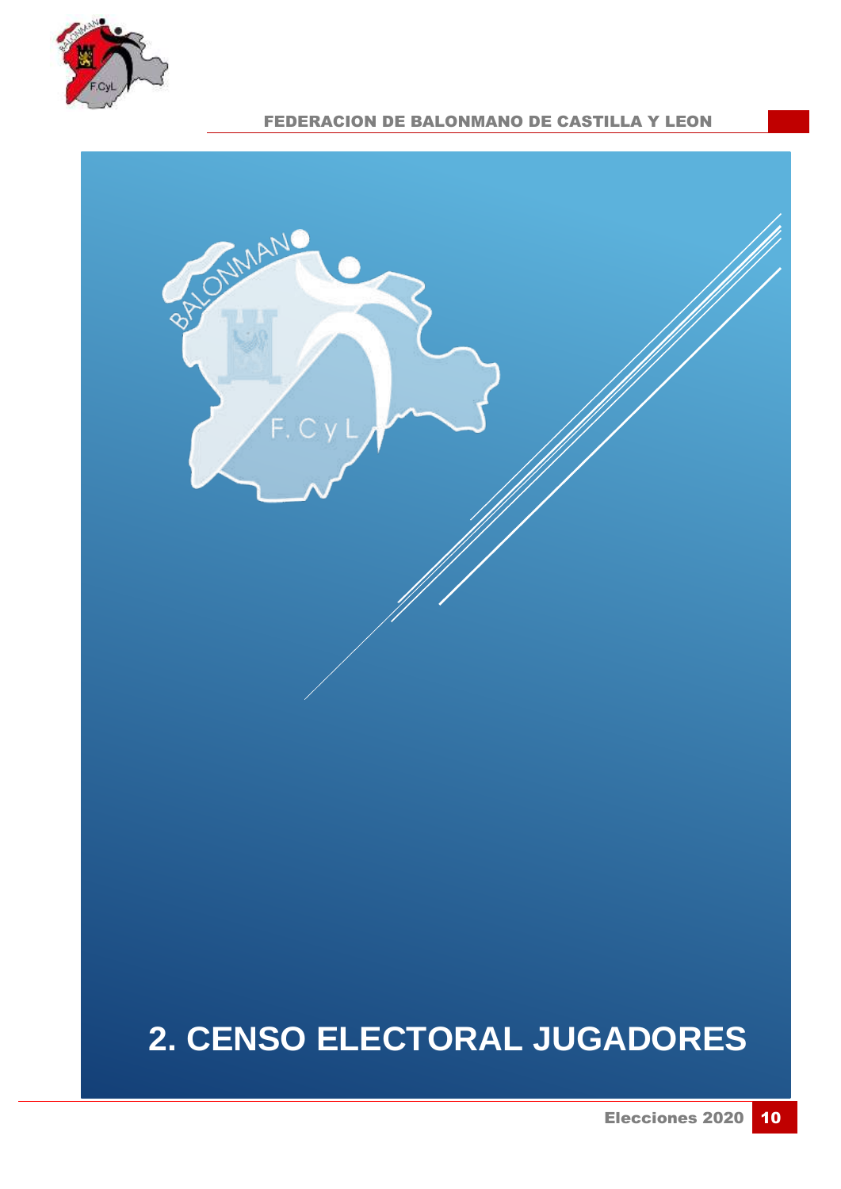# 2. CENSO ELECTORAL JUGADORES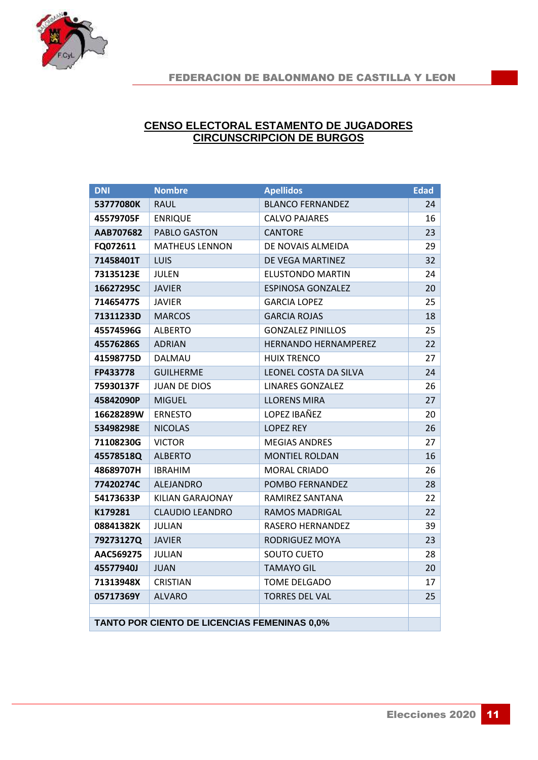# CENSO ELECTORAL ESTAMENTO DE JUGADORES
## CIRCUNSCRIPCION DE BURGOS

| DNI | Nombre | Apellidos | Edad |
|---|---|---|---|
| 53777080K | RAUL | BLANCO FERNANDEZ | 24 |
| 45579705F | ENRIQUE | CALVO PAJARES | 16 |
| AAB707682 | PABLO GASTON | CANTORE | 23 |
| FQ072611 | MATHEUS LENNON | DE NOVAIS ALMEIDA | 29 |
| 71458401T | LUIS | DE VEGA MARTINEZ | 32 |
| 73135123E | JULEN | ELUSTONDO MARTIN | 24 |
| 16627295C | JAVIER | ESPINOSA GONZALEZ | 20 |
| 71465477S | JAVIER | GARCIA LOPEZ | 25 |
| 71311233D | MARCOS | GARCIA ROJAS | 18 |
| 45574596G | ALBERTO | GONZALEZ PINILLOS | 25 |
| 45576286S | ADRIAN | HERNANDO HERNAMPEREZ | 22 |
| 41598775D | DALMAU | HUIX TRENCO | 27 |
| FP433778 | GUILHERME | LEONEL COSTA DA SILVA | 24 |
| 75930137F | JUAN DE DIOS | LINARES GONZALEZ | 26 |
| 45842090P | MIGUEL | LLORENS MIRA | 27 |
| 16628289W | ERNESTO | LOPEZ IBAÑEZ | 20 |
| 53498298E | NICOLAS | LOPEZ REY | 26 |
| 71108230G | VICTOR | MEGIAS ANDRES | 27 |
| 45578518Q | ALBERTO | MONTIEL ROLDAN | 16 |
| 48689707H | IBRAHIM | MORAL CRIADO | 26 |
| 77420274C | ALEJANDRO | POMBO FERNANDEZ | 28 |
| 54173633P | KILIAN GARAJONAY | RAMIREZ SANTANA | 22 |
| K179281 | CLAUDIO LEANDRO | RAMOS MADRIGAL | 22 |
| 08841382K | JULIAN | RASERO HERNANDEZ | 39 |
| 79273127Q | JAVIER | RODRIGUEZ MOYA | 23 |
| AAC569275 | JULIAN | SOUTO CUETO | 28 |
| 45577940J | JUAN | TAMAYO GIL | 20 |
| 71313948X | CRISTIAN | TOME DELGADO | 17 |
| 05717369Y | ALVARO | TORRES DEL VAL | 25 |
| | | | |
| TANTO POR CIENTO DE LICENCIAS FEMENINAS 0,0% | | | |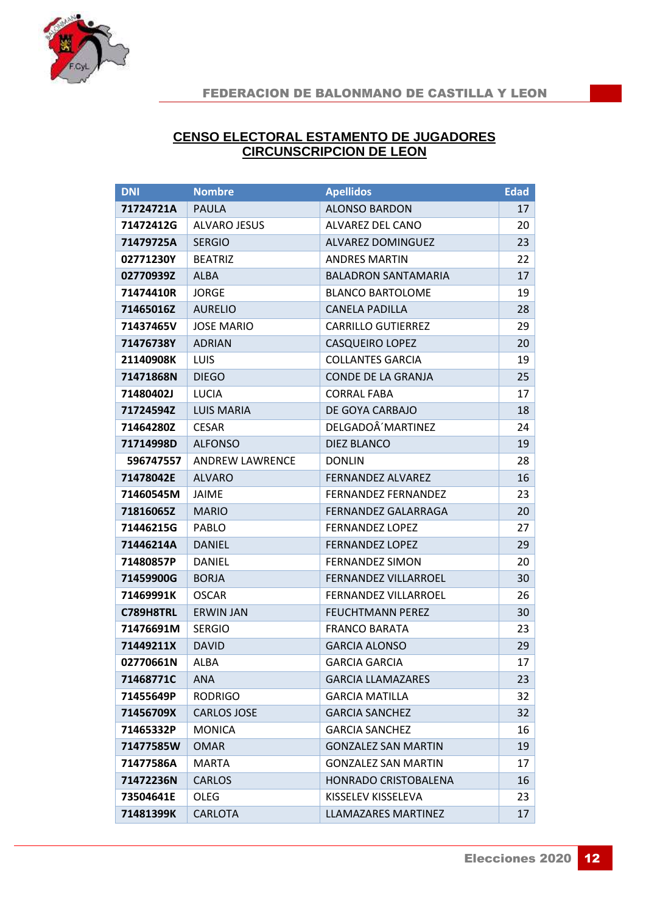## CENSO ELECTORAL ESTAMENTO DE JUGADORES
## CIRCUNSCRIPCION DE LEON

| DNI | Nombre | Apellidos | Edad |
|---|---|---|---|
| 71724721A | PAULA | ALONSO BARDON | 17 |
| 71472412G | ALVARO JESUS | ALVAREZ DEL CANO | 20 |
| 71479725A | SERGIO | ALVAREZ DOMINGUEZ | 23 |
| 02771230Y | BEATRIZ | ANDRES MARTIN | 22 |
| 02770939Z | ALBA | BALADRON SANTAMARIA | 17 |
| 71474410R | JORGE | BLANCO BARTOLOME | 19 |
| 71465016Z | AURELIO | CANELA PADILLA | 28 |
| 71437465V | JOSE MARIO | CARRILLO GUTIERREZ | 29 |
| 71476738Y | ADRIAN | CASQUEIRO LOPEZ | 20 |
| 21140908K | LUIS | COLLANTES GARCIA | 19 |
| 71471868N | DIEGO | CONDE DE LA GRANJA | 25 |
| 71480402J | LUCIA | CORRAL FABA | 17 |
| 71724594Z | LUIS MARIA | DE GOYA CARBAJO | 18 |
| 71464280Z | CESAR | DELGADOÂ´MARTINEZ | 24 |
| 71714998D | ALFONSO | DIEZ BLANCO | 19 |
| 596747557 | ANDREW LAWRENCE | DONLIN | 28 |
| 71478042E | ALVARO | FERNANDEZ ALVAREZ | 16 |
| 71460545M | JAIME | FERNANDEZ FERNANDEZ | 23 |
| 71816065Z | MARIO | FERNANDEZ GALARRAGA | 20 |
| 71446215G | PABLO | FERNANDEZ LOPEZ | 27 |
| 71446214A | DANIEL | FERNANDEZ LOPEZ | 29 |
| 71480857P | DANIEL | FERNANDEZ SIMON | 20 |
| 71459900G | BORJA | FERNANDEZ VILLARROEL | 30 |
| 71469991K | OSCAR | FERNANDEZ VILLARROEL | 26 |
| C789H8TRL | ERWIN JAN | FEUCHTMANN PEREZ | 30 |
| 71476691M | SERGIO | FRANCO BARATA | 23 |
| 71449211X | DAVID | GARCIA ALONSO | 29 |
| 02770661N | ALBA | GARCIA GARCIA | 17 |
| 71468771C | ANA | GARCIA LLAMAZARES | 23 |
| 71455649P | RODRIGO | GARCIA MATILLA | 32 |
| 71456709X | CARLOS JOSE | GARCIA SANCHEZ | 32 |
| 71465332P | MONICA | GARCIA SANCHEZ | 16 |
| 71477585W | OMAR | GONZALEZ SAN MARTIN | 19 |
| 71477586A | MARTA | GONZALEZ SAN MARTIN | 17 |
| 71472236N | CARLOS | HONRADO CRISTOBALENA | 16 |
| 73504641E | OLEG | KISSELEV KISSELEVA | 23 |
| 71481399K | CARLOTA | LLAMAZARES MARTINEZ | 17 |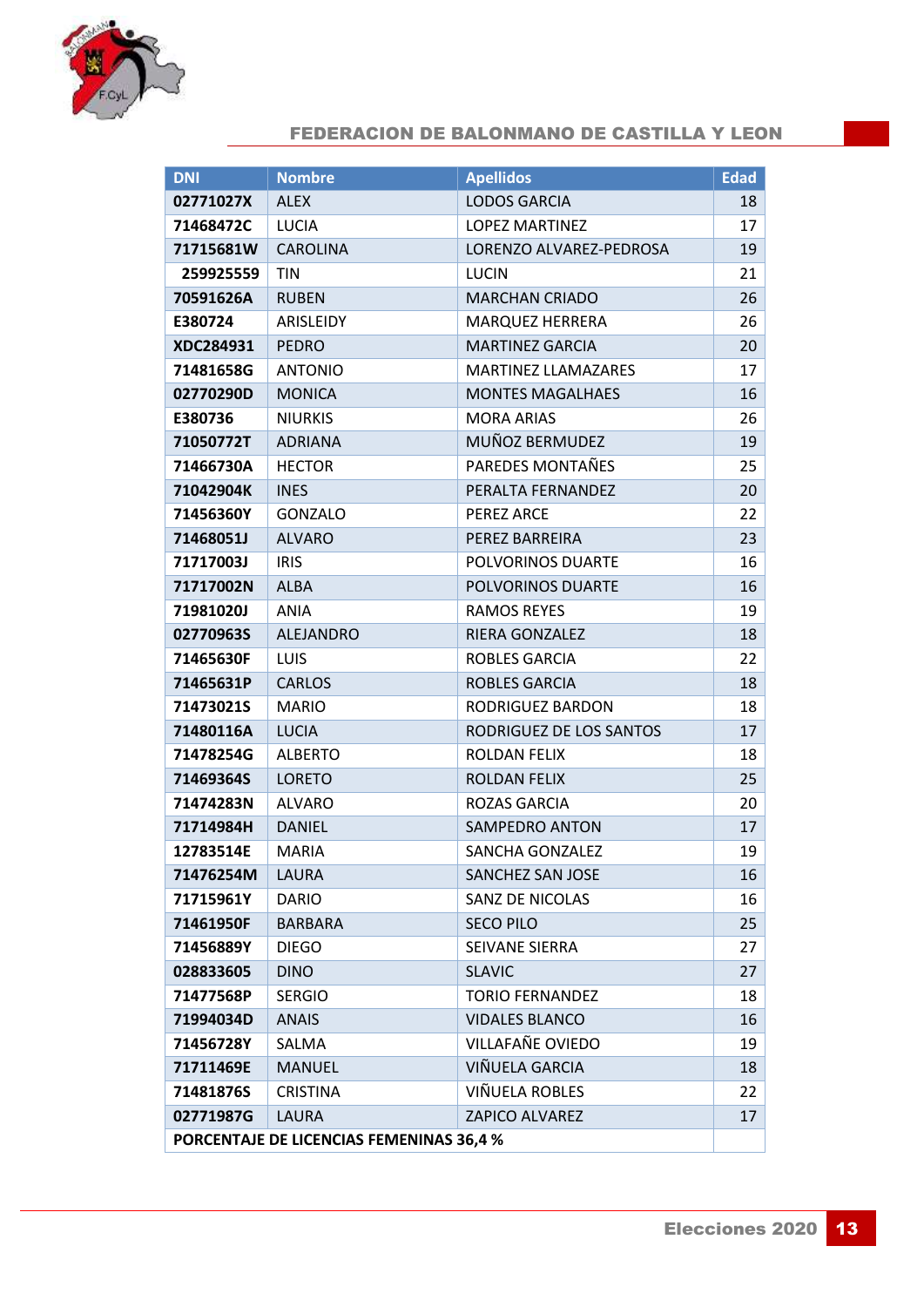| DNI | Nombre | Apellidos | Edad |
|---|---|---|---|
| 02771027X | ALEX | LODOS GARCIA | 18 |
| 71468472C | LUCIA | LOPEZ MARTINEZ | 17 |
| 71715681W | CAROLINA | LORENZO ALVAREZ-PEDROSA | 19 |
| 259925559 | TIN | LUCIN | 21 |
| 70591626A | RUBEN | MARCHAN CRIADO | 26 |
| E380724 | ARISLEIDY | MARQUEZ HERRERA | 26 |
| XDC284931 | PEDRO | MARTINEZ GARCIA | 20 |
| 71481658G | ANTONIO | MARTINEZ LLAMAZARES | 17 |
| 02770290D | MONICA | MONTES MAGALHAES | 16 |
| E380736 | NIURKIS | MORA ARIAS | 26 |
| 71050772T | ADRIANA | MUÑOZ BERMUDEZ | 19 |
| 71466730A | HECTOR | PAREDES MONTAÑES | 25 |
| 71042904K | INES | PERALTA FERNANDEZ | 20 |
| 71456360Y | GONZALO | PEREZ ARCE | 22 |
| 71468051J | ALVARO | PEREZ BARREIRA | 23 |
| 71717003J | IRIS | POLVORINOS DUARTE | 16 |
| 71717002N | ALBA | POLVORINOS DUARTE | 16 |
| 71981020J | ANIA | RAMOS REYES | 19 |
| 02770963S | ALEJANDRO | RIERA GONZALEZ | 18 |
| 71465630F | LUIS | ROBLES GARCIA | 22 |
| 71465631P | CARLOS | ROBLES GARCIA | 18 |
| 71473021S | MARIO | RODRIGUEZ BARDON | 18 |
| 71480116A | LUCIA | RODRIGUEZ DE LOS SANTOS | 17 |
| 71478254G | ALBERTO | ROLDAN FELIX | 18 |
| 71469364S | LORETO | ROLDAN FELIX | 25 |
| 71474283N | ALVARO | ROZAS GARCIA | 20 |
| 71714984H | DANIEL | SAMPEDRO ANTON | 17 |
| 12783514E | MARIA | SANCHA GONZALEZ | 19 |
| 71476254M | LAURA | SANCHEZ SAN JOSE | 16 |
| 71715961Y | DARIO | SANZ DE NICOLAS | 16 |
| 71461950F | BARBARA | SECO PILO | 25 |
| 71456889Y | DIEGO | SEIVANE SIERRA | 27 |
| 028833605 | DINO | SLAVIC | 27 |
| 71477568P | SERGIO | TORIO FERNANDEZ | 18 |
| 71994034D | ANAIS | VIDALES BLANCO | 16 |
| 71456728Y | SALMA | VILLAFAÑE OVIEDO | 19 |
| 71711469E | MANUEL | VIÑUELA GARCIA | 18 |
| 71481876S | CRISTINA | VIÑUELA ROBLES | 22 |
| 02771987G | LAURA | ZAPICO ALVAREZ | 17 |
| **PORCENTAJE DE LICENCIAS FEMENINAS 36,4 %** | | | |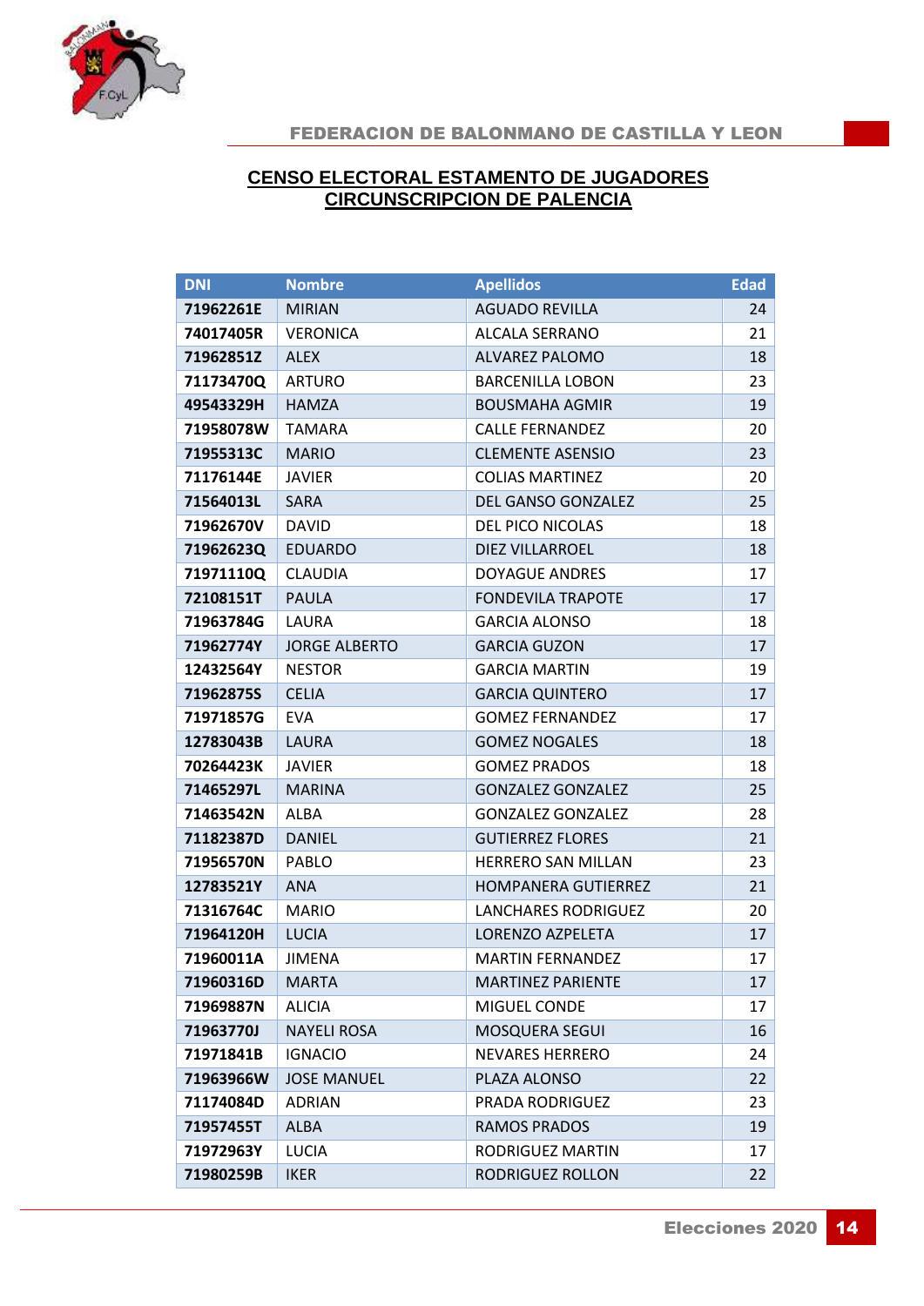## CENSO ELECTORAL ESTAMENTO DE JUGADORES
## CIRCUNSCRIPCION DE PALENCIA

| DNI | Nombre | Apellidos | Edad |
|---|---|---|---|
| 71962261E | MIRIAN | AGUADO REVILLA | 24 |
| 74017405R | VERONICA | ALCALA SERRANO | 21 |
| 71962851Z | ALEX | ALVAREZ PALOMO | 18 |
| 71173470Q | ARTURO | BARCENILLA LOBON | 23 |
| 49543329H | HAMZA | BOUSMAHA AGMIR | 19 |
| 71958078W | TAMARA | CALLE FERNANDEZ | 20 |
| 71955313C | MARIO | CLEMENTE ASENSIO | 23 |
| 71176144E | JAVIER | COLIAS MARTINEZ | 20 |
| 71564013L | SARA | DEL GANSO GONZALEZ | 25 |
| 71962670V | DAVID | DEL PICO NICOLAS | 18 |
| 71962623Q | EDUARDO | DIEZ VILLARROEL | 18 |
| 71971110Q | CLAUDIA | DOYAGUE ANDRES | 17 |
| 72108151T | PAULA | FONDEVILA TRAPOTE | 17 |
| 71963784G | LAURA | GARCIA ALONSO | 18 |
| 71962774Y | JORGE ALBERTO | GARCIA GUZON | 17 |
| 12432564Y | NESTOR | GARCIA MARTIN | 19 |
| 71962875S | CELIA | GARCIA QUINTERO | 17 |
| 71971857G | EVA | GOMEZ FERNANDEZ | 17 |
| 12783043B | LAURA | GOMEZ NOGALES | 18 |
| 70264423K | JAVIER | GOMEZ PRADOS | 18 |
| 71465297L | MARINA | GONZALEZ GONZALEZ | 25 |
| 71463542N | ALBA | GONZALEZ GONZALEZ | 28 |
| 71182387D | DANIEL | GUTIERREZ FLORES | 21 |
| 71956570N | PABLO | HERRERO SAN MILLAN | 23 |
| 12783521Y | ANA | HOMPANERA GUTIERREZ | 21 |
| 71316764C | MARIO | LANCHARES RODRIGUEZ | 20 |
| 71964120H | LUCIA | LORENZO AZPELETA | 17 |
| 71960011A | JIMENA | MARTIN FERNANDEZ | 17 |
| 71960316D | MARTA | MARTINEZ PARIENTE | 17 |
| 71969887N | ALICIA | MIGUEL CONDE | 17 |
| 71963770J | NAYELI ROSA | MOSQUERA SEGUI | 16 |
| 71971841B | IGNACIO | NEVARES HERRERO | 24 |
| 71963966W | JOSE MANUEL | PLAZA ALONSO | 22 |
| 71174084D | ADRIAN | PRADA RODRIGUEZ | 23 |
| 71957455T | ALBA | RAMOS PRADOS | 19 |
| 71972963Y | LUCIA | RODRIGUEZ MARTIN | 17 |
| 71980259B | IKER | RODRIGUEZ ROLLON | 22 |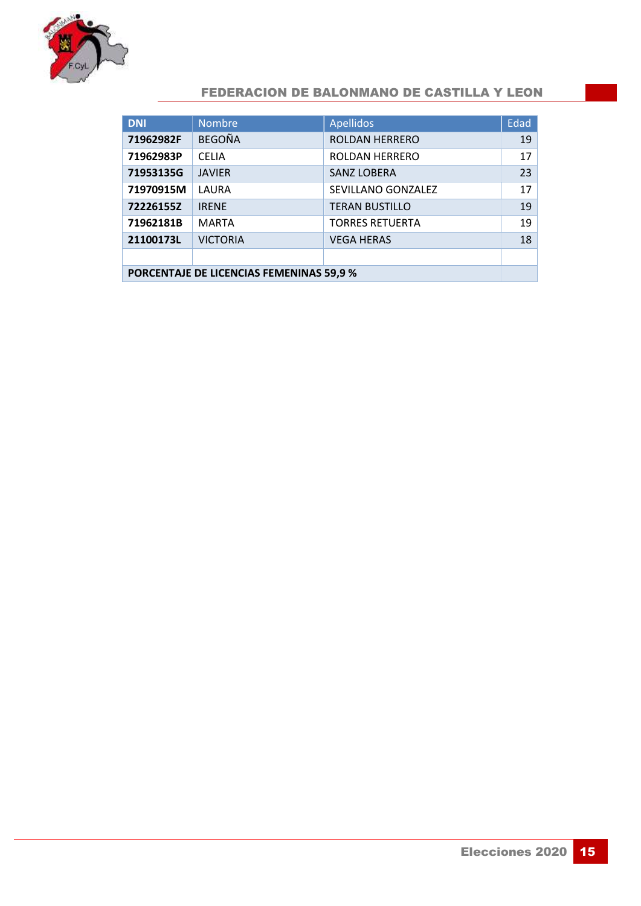| DNI | Nombre | Apellidos | Edad |
|---|---|---|---|
| **71962982F** | BEGOÑA | ROLDAN HERRERO | 19 |
| **71962983P** | CELIA | ROLDAN HERRERO | 17 |
| **71953135G** | JAVIER | SANZ LOBERA | 23 |
| **71970915M** | LAURA | SEVILLANO GONZALEZ | 17 |
| **72226155Z** | IRENE | TERAN BUSTILLO | 19 |
| **71962181B** | MARTA | TORRES RETUERTA | 19 |
| **21100173L** | VICTORIA | VEGA HERAS | 18 |
| | | | |
| **PORCENTAJE DE LICENCIAS FEMENINAS 59,9 %** | | | |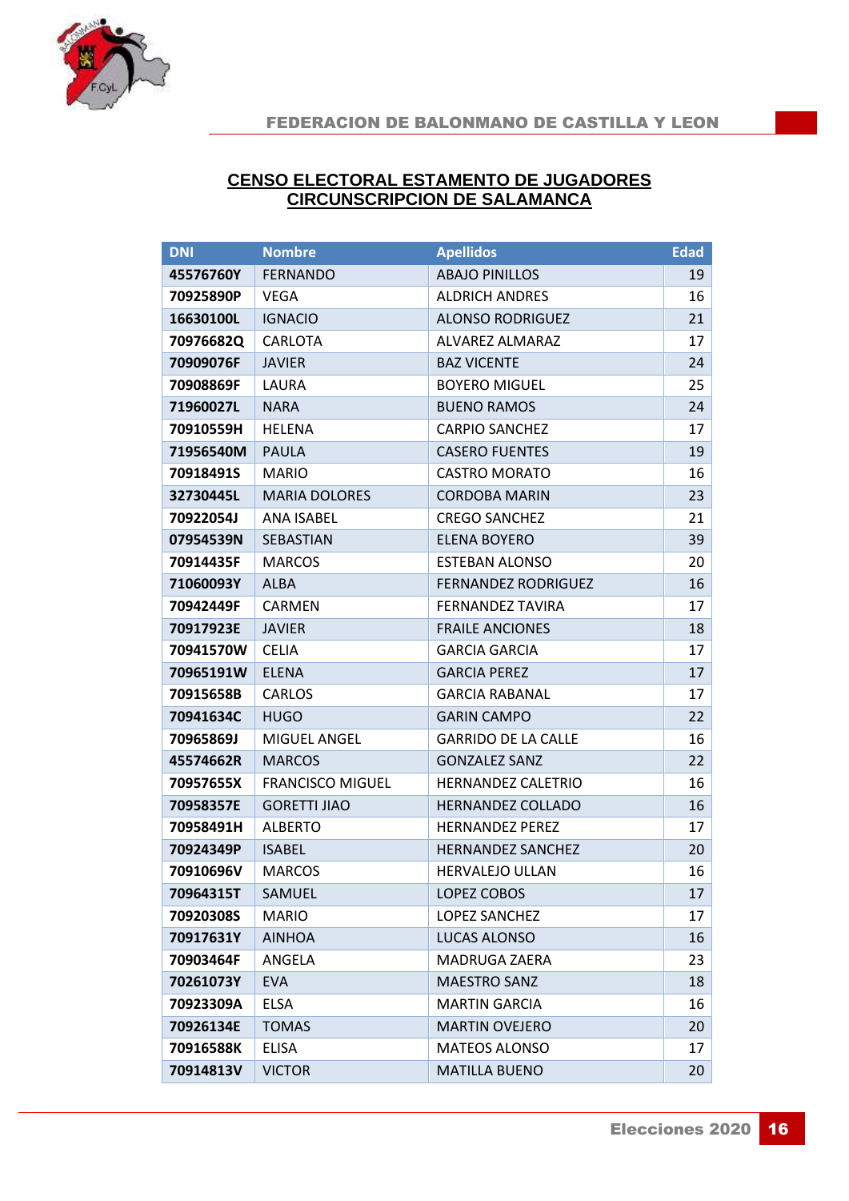## CENSO ELECTORAL ESTAMENTO DE JUGADORES
## CIRCUNSCRIPCION DE SALAMANCA

| DNI | Nombre | Apellidos | Edad |
|---|---|---|---|
| 45576760Y | FERNANDO | ABAJO PINILLOS | 19 |
| 70925890P | VEGA | ALDRICH ANDRES | 16 |
| 16630100L | IGNACIO | ALONSO RODRIGUEZ | 21 |
| 70976682Q | CARLOTA | ALVAREZ ALMARAZ | 17 |
| 70909076F | JAVIER | BAZ VICENTE | 24 |
| 70908869F | LAURA | BOYERO MIGUEL | 25 |
| 71960027L | NARA | BUENO RAMOS | 24 |
| 70910559H | HELENA | CARPIO SANCHEZ | 17 |
| 71956540M | PAULA | CASERO FUENTES | 19 |
| 70918491S | MARIO | CASTRO MORATO | 16 |
| 32730445L | MARIA DOLORES | CORDOBA MARIN | 23 |
| 70922054J | ANA ISABEL | CREGO SANCHEZ | 21 |
| 07954539N | SEBASTIAN | ELENA BOYERO | 39 |
| 70914435F | MARCOS | ESTEBAN ALONSO | 20 |
| 71060093Y | ALBA | FERNANDEZ RODRIGUEZ | 16 |
| 70942449F | CARMEN | FERNANDEZ TAVIRA | 17 |
| 70917923E | JAVIER | FRAILE ANCIONES | 18 |
| 70941570W | CELIA | GARCIA GARCIA | 17 |
| 70965191W | ELENA | GARCIA PEREZ | 17 |
| 70915658B | CARLOS | GARCIA RABANAL | 17 |
| 70941634C | HUGO | GARIN CAMPO | 22 |
| 70965869J | MIGUEL ANGEL | GARRIDO DE LA CALLE | 16 |
| 45574662R | MARCOS | GONZALEZ SANZ | 22 |
| 70957655X | FRANCISCO MIGUEL | HERNANDEZ CALETRIO | 16 |
| 70958357E | GORETTI JIAO | HERNANDEZ COLLADO | 16 |
| 70958491H | ALBERTO | HERNANDEZ PEREZ | 17 |
| 70924349P | ISABEL | HERNANDEZ SANCHEZ | 20 |
| 70910696V | MARCOS | HERVALEJO ULLAN | 16 |
| 70964315T | SAMUEL | LOPEZ COBOS | 17 |
| 70920308S | MARIO | LOPEZ SANCHEZ | 17 |
| 70917631Y | AINHOA | LUCAS ALONSO | 16 |
| 70903464F | ANGELA | MADRUGA ZAERA | 23 |
| 70261073Y | EVA | MAESTRO SANZ | 18 |
| 70923309A | ELSA | MARTIN GARCIA | 16 |
| 70926134E | TOMAS | MARTIN OVEJERO | 20 |
| 70916588K | ELISA | MATEOS ALONSO | 17 |
| 70914813V | VICTOR | MATILLA BUENO | 20 |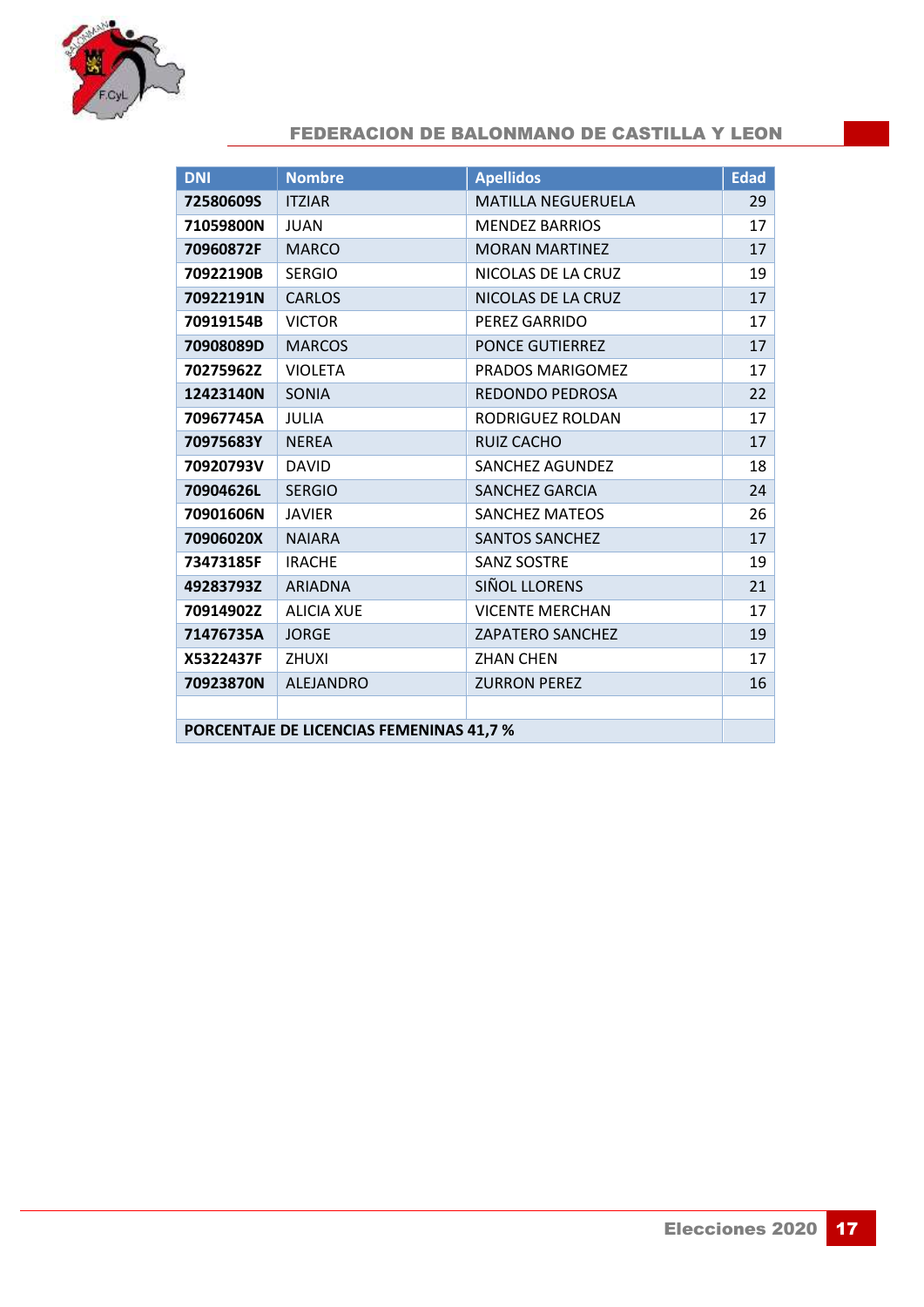| DNI | Nombre | Apellidos | Edad |
|---|---|---|---|
| 72580609S | ITZIAR | MATILLA NEGUERUELA | 29 |
| 71059800N | JUAN | MENDEZ BARRIOS | 17 |
| 70960872F | MARCO | MORAN MARTINEZ | 17 |
| 70922190B | SERGIO | NICOLAS DE LA CRUZ | 19 |
| 70922191N | CARLOS | NICOLAS DE LA CRUZ | 17 |
| 70919154B | VICTOR | PEREZ GARRIDO | 17 |
| 70908089D | MARCOS | PONCE GUTIERREZ | 17 |
| 702759622Z | VIOLETA | PRADOS MARIGOMEZ | 17 |
| 12423140N | SONIA | REDONDO PEDROSA | 22 |
| 70967745A | JULIA | RODRIGUEZ ROLDAN | 17 |
| 70975683Y | NEREA | RUIZ CACHO | 17 |
| 70920793V | DAVID | SANCHEZ AGUNDEZ | 18 |
| 70904626L | SERGIO | SANCHEZ GARCIA | 24 |
| 70901606N | JAVIER | SANCHEZ MATEOS | 26 |
| 70906020X | NAIARA | SANTOS SANCHEZ | 17 |
| 73473185F | IRACHE | SANZ SOSTRE | 19 |
| 49283793Z | ARIADNA | SIÑOL LLORENS | 21 |
| 70914902Z | ALICIA XUE | VICENTE MERCHAN | 17 |
| 71476735A | JORGE | ZAPATERO SANCHEZ | 19 |
| X5322437F | ZHUXI | ZHAN CHEN | 17 |
| 70923870N | ALEJANDRO | ZURRON PEREZ | 16 |
| | | | |
| **PORCENTAJE DE LICENCIAS FEMENINAS 41,7 %** | | | |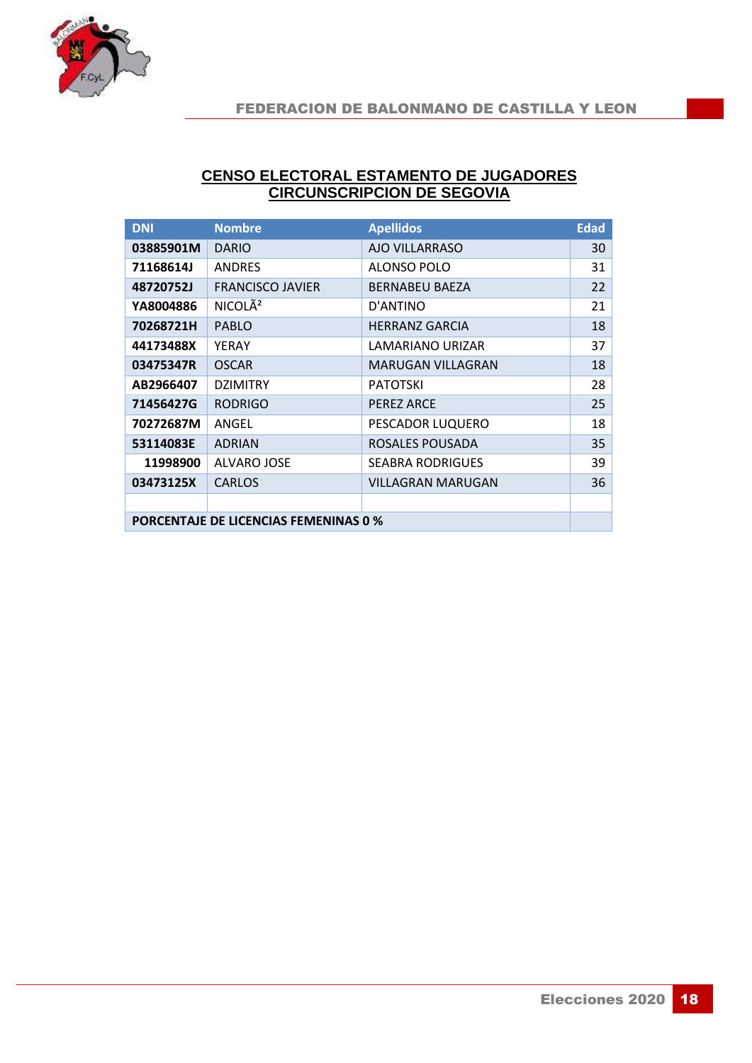# CENSO ELECTORAL ESTAMENTO DE JUGADORES
## CIRCUNSCRIPCION DE SEGOVIA

| DNI | Nombre | Apellidos | Edad |
|---|---|---|---|
| **03885901M** | DARIO | AJO VILLARRASO | 30 |
| **71168614J** | ANDRES | ALONSO POLO | 31 |
| **48720752J** | FRANCISCO JAVIER | BERNABEU BAEZA | 22 |
| **YA8004886** | NICOLÃ² | D'ANTINO | 21 |
| **70268721H** | PABLO | HERRANZ GARCIA | 18 |
| **44173488X** | YERAY | LAMARIANO URIZAR | 37 |
| **03475347R** | OSCAR | MARUGAN VILLAGRAN | 18 |
| **AB2966407** | DZIMITRY | PATOTSKI | 28 |
| **71456427G** | RODRIGO | PEREZ ARCE | 25 |
| **70272687M** | ANGEL | PESCADOR LUQUERO | 18 |
| **53114083E** | ADRIAN | ROSALES POUSADA | 35 |
| **11998900** | ALVARO JOSE | SEABRA RODRIGUES | 39 |
| **03473125X** | CARLOS | VILLAGRAN MARUGAN | 36 |
| | | | |
| **PORCENTAJE DE LICENCIAS FEMENINAS 0 %** | | | |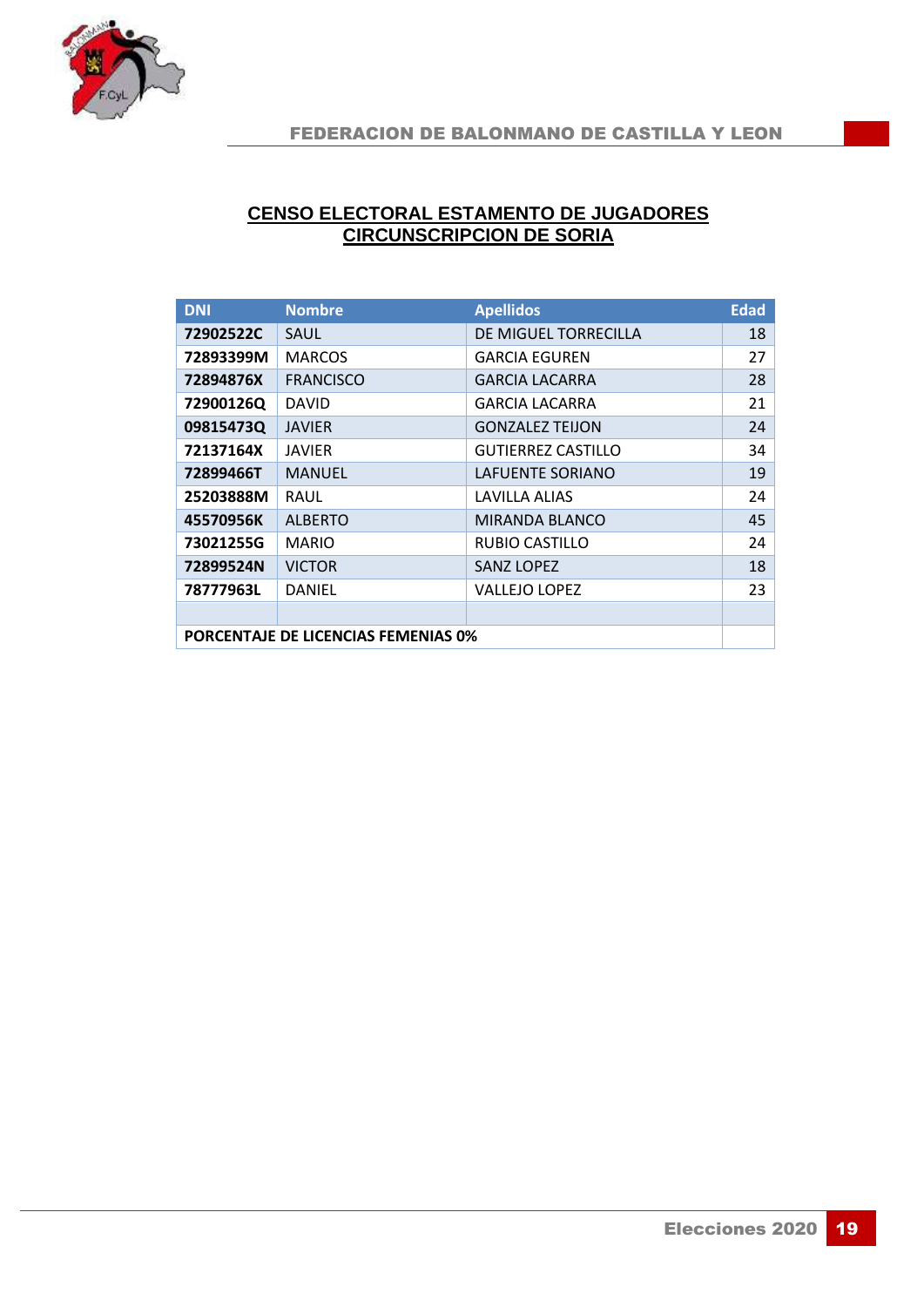## CENSO ELECTORAL ESTAMENTO DE JUGADORES
## CIRCUNSCRIPCION DE SORIA

| DNI | Nombre | Apellidos | Edad |
|---|---|---|---|
| **72902522C** | SAUL | DE MIGUEL TORRECILLA | 18 |
| **72893399M** | MARCOS | GARCIA EGUREN | 27 |
| **72894876X** | FRANCISCO | GARCIA LACARRA | 28 |
| **72900126Q** | DAVID | GARCIA LACARRA | 21 |
| **09815473Q** | JAVIER | GONZALEZ TEIJON | 24 |
| **72137164X** | JAVIER | GUTIERREZ CASTILLO | 34 |
| **72899466T** | MANUEL | LAFUENTE SORIANO | 19 |
| **25203888M** | RAUL | LAVILLA ALIAS | 24 |
| **45570956K** | ALBERTO | MIRANDA BLANCO | 45 |
| **73021255G** | MARIO | RUBIO CASTILLO | 24 |
| **72899524N** | VICTOR | SANZ LOPEZ | 18 |
| **78777963L** | DANIEL | VALLEJO LOPEZ | 23 |
| | | | |
| **PORCENTAJE DE LICENCIAS FEMENIAS 0%** | | | |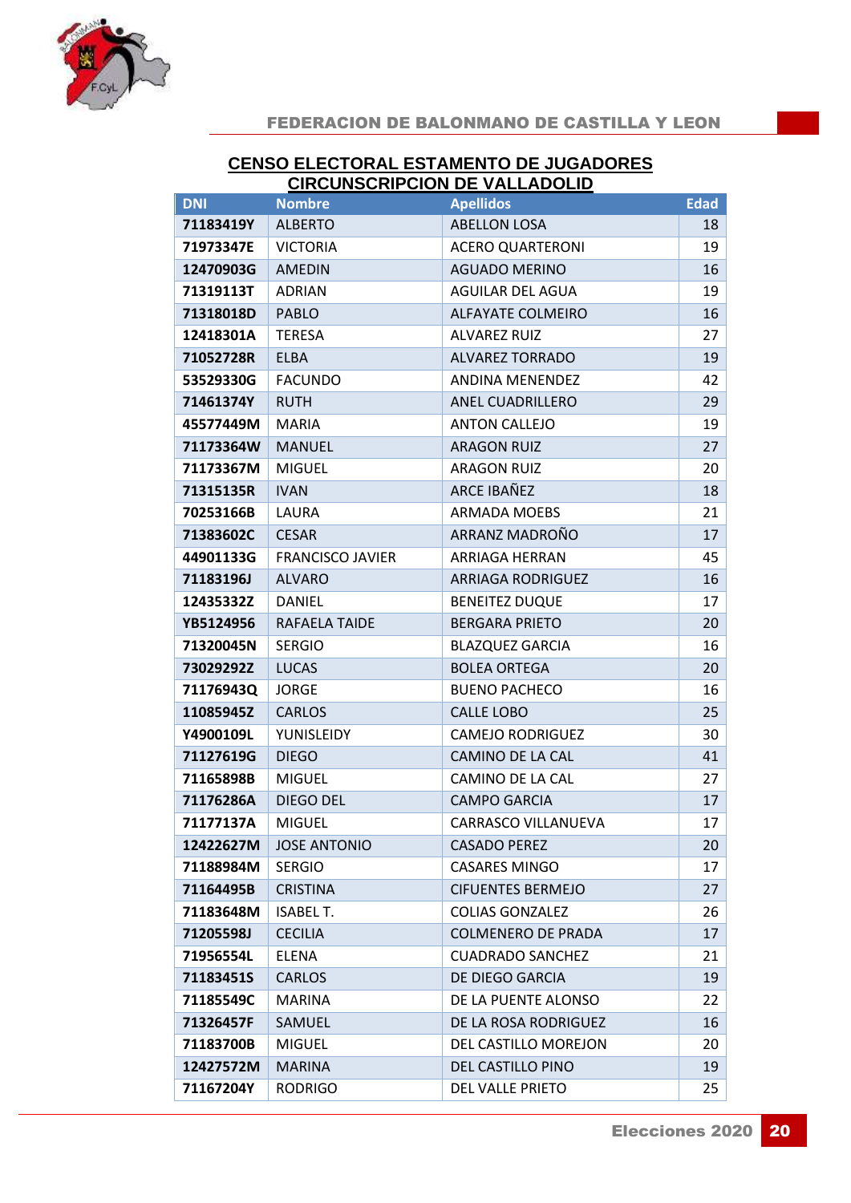## CENSO ELECTORAL ESTAMENTO DE JUGADORES
## CIRCUNSCRIPCION DE VALLADOLID

| DNI | Nombre | Apellidos | Edad |
|---|---|---|---|
| 71183419Y | ALBERTO | ABELLON LOSA | 18 |
| 71973347E | VICTORIA | ACERO QUARTERONI | 19 |
| 12470903G | AMEDIN | AGUADO MERINO | 16 |
| 71319113T | ADRIAN | AGUILAR DEL AGUA | 19 |
| 71318018D | PABLO | ALFAYATE COLMEIRO | 16 |
| 12418301A | TERESA | ALVAREZ RUIZ | 27 |
| 71052728R | ELBA | ALVAREZ TORRADO | 19 |
| 53529330G | FACUNDO | ANDINA MENENDEZ | 42 |
| 71461374Y | RUTH | ANEL CUADRILLERO | 29 |
| 45577449M | MARIA | ANTON CALLEJO | 19 |
| 71173364W | MANUEL | ARAGON RUIZ | 27 |
| 71173367M | MIGUEL | ARAGON RUIZ | 20 |
| 71315135R | IVAN | ARCE IBAÑEZ | 18 |
| 70253166B | LAURA | ARMADA MOEBS | 21 |
| 71383602C | CESAR | ARRANZ MADROÑO | 17 |
| 44901133G | FRANCISCO JAVIER | ARRIAGA HERRAN | 45 |
| 71183196J | ALVARO | ARRIAGA RODRIGUEZ | 16 |
| 12435332Z | DANIEL | BENEITEZ DUQUE | 17 |
| YB5124956 | RAFAELA TAIDE | BERGARA PRIETO | 20 |
| 71320045N | SERGIO | BLAZQUEZ GARCIA | 16 |
| 73029292Z | LUCAS | BOLEA ORTEGA | 20 |
| 71176943Q | JORGE | BUENO PACHECO | 16 |
| 11085945Z | CARLOS | CALLE LOBO | 25 |
| Y4900109L | YUNISLEIDY | CAMEJO RODRIGUEZ | 30 |
| 71127619G | DIEGO | CAMINO DE LA CAL | 41 |
| 71165898B | MIGUEL | CAMINO DE LA CAL | 27 |
| 71176286A | DIEGO DEL | CAMPO GARCIA | 17 |
| 71177137A | MIGUEL | CARRASCO VILLANUEVA | 17 |
| 12422627M | JOSE ANTONIO | CASADO PEREZ | 20 |
| 71188984M | SERGIO | CASARES MINGO | 17 |
| 71164495B | CRISTINA | CIFUENTES BERMEJO | 27 |
| 71183648M | ISABEL T. | COLIAS GONZALEZ | 26 |
| 71205598J | CECILIA | COLMENERO DE PRADA | 17 |
| 71956554L | ELENA | CUADRADO SANCHEZ | 21 |
| 71183451S | CARLOS | DE DIEGO GARCIA | 19 |
| 71185549C | MARINA | DE LA PUENTE ALONSO | 22 |
| 71326457F | SAMUEL | DE LA ROSA RODRIGUEZ | 16 |
| 71183700B | MIGUEL | DEL CASTILLO MOREJON | 20 |
| 12427572M | MARINA | DEL CASTILLO PINO | 19 |
| 71167204Y | RODRIGO | DEL VALLE PRIETO | 25 |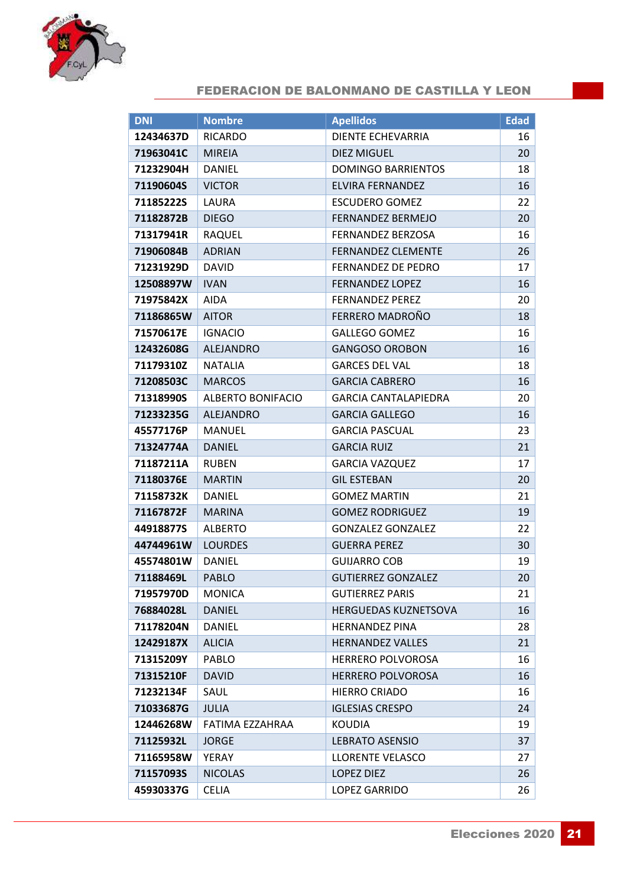## FEDERACION DE BALONMANO DE CASTILLA Y LEON

| DNI | Nombre | Apellidos | Edad |
|---|---|---|---|
| 12434637D | RICARDO | DIENTE ECHEVARRIA | 16 |
| 71963041C | MIREIA | DIEZ MIGUEL | 20 |
| 71232904H | DANIEL | DOMINGO BARRIENTOS | 18 |
| 71190604S | VICTOR | ELVIRA FERNANDEZ | 16 |
| 71185222S | LAURA | ESCUDERO GOMEZ | 22 |
| 71182872B | DIEGO | FERNANDEZ BERMEJO | 20 |
| 71317941R | RAQUEL | FERNANDEZ BERZOSA | 16 |
| 71906084B | ADRIAN | FERNANDEZ CLEMENTE | 26 |
| 71231929D | DAVID | FERNANDEZ DE PEDRO | 17 |
| 12508897W | IVAN | FERNANDEZ LOPEZ | 16 |
| 71975842X | AIDA | FERNANDEZ PEREZ | 20 |
| 71186865W | AITOR | FERRERO MADROÑO | 18 |
| 71570617E | IGNACIO | GALLEGO GOMEZ | 16 |
| 12432608G | ALEJANDRO | GANGOSO OROBON | 16 |
| 71179310Z | NATALIA | GARCES DEL VAL | 18 |
| 71208503C | MARCOS | GARCIA CABRERO | 16 |
| 71318990S | ALBERTO BONIFACIO | GARCIA CANTALAPIEDRA | 20 |
| 71233235G | ALEJANDRO | GARCIA GALLEGO | 16 |
| 45577176P | MANUEL | GARCIA PASCUAL | 23 |
| 71324774A | DANIEL | GARCIA RUIZ | 21 |
| 71187211A | RUBEN | GARCIA VAZQUEZ | 17 |
| 71180376E | MARTIN | GIL ESTEBAN | 20 |
| 71158732K | DANIEL | GOMEZ MARTIN | 21 |
| 71167872F | MARINA | GOMEZ RODRIGUEZ | 19 |
| 44918877S | ALBERTO | GONZALEZ GONZALEZ | 22 |
| 44744961W | LOURDES | GUERRA PEREZ | 30 |
| 45574801W | DANIEL | GUIJARRO COB | 19 |
| 71188469L | PABLO | GUTIERREZ GONZALEZ | 20 |
| 71957970D | MONICA | GUTIERREZ PARIS | 21 |
| 76884028L | DANIEL | HERGUEDAS KUZNETSOVA | 16 |
| 71178204N | DANIEL | HERNANDEZ PINA | 28 |
| 12429187X | ALICIA | HERNANDEZ VALLES | 21 |
| 71315209Y | PABLO | HERRERO POLVOROSA | 16 |
| 71315210F | DAVID | HERRERO POLVOROSA | 16 |
| 71232134F | SAUL | HIERRO CRIADO | 16 |
| 71033687G | JULIA | IGLESIAS CRESPO | 24 |
| 12446268W | FATIMA EZZAHRAA | KOUDIA | 19 |
| 71125932L | JORGE | LEBRATO ASENSIO | 37 |
| 71165958W | YERAY | LLORENTE VELASCO | 27 |
| 71157093S | NICOLAS | LOPEZ DIEZ | 26 |
| 45930337G | CELIA | LOPEZ GARRIDO | 26 |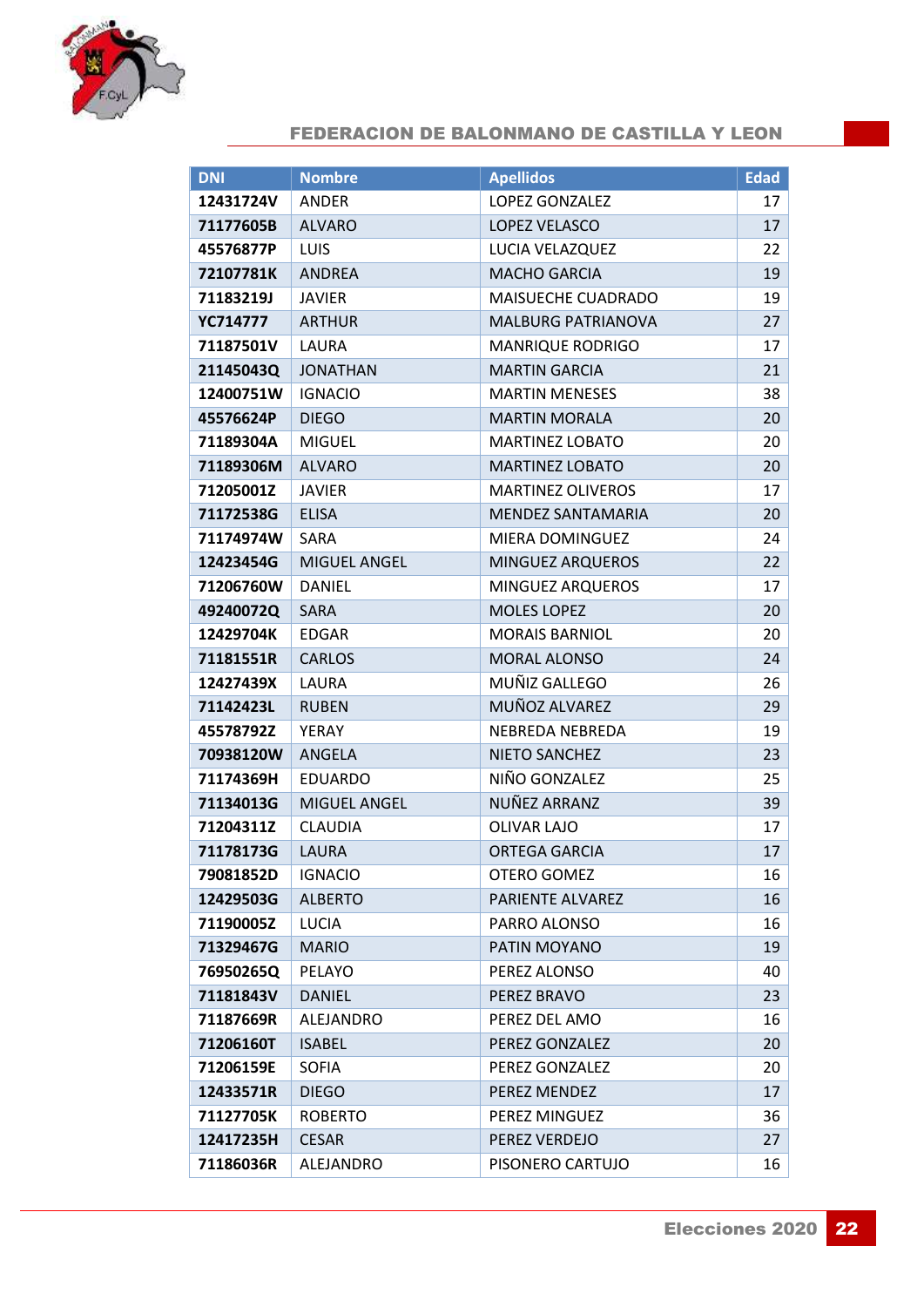| DNI | Nombre | Apellidos | Edad |
|---|---|---|---|
| 12431724V | ANDER | LOPEZ GONZALEZ | 17 |
| 71177605B | ALVARO | LOPEZ VELASCO | 17 |
| 45576877P | LUIS | LUCIA VELAZQUEZ | 22 |
| 72107781K | ANDREA | MACHO GARCIA | 19 |
| 71183219J | JAVIER | MAISUECHE CUADRADO | 19 |
| YC714777 | ARTHUR | MALBURG PATRIANOVA | 27 |
| 71187501V | LAURA | MANRIQUE RODRIGO | 17 |
| 21145043Q | JONATHAN | MARTIN GARCIA | 21 |
| 12400751W | IGNACIO | MARTIN MENESES | 38 |
| 45576624P | DIEGO | MARTIN MORALA | 20 |
| 71189304A | MIGUEL | MARTINEZ LOBATO | 20 |
| 71189306M | ALVARO | MARTINEZ LOBATO | 20 |
| 71205001Z | JAVIER | MARTINEZ OLIVEROS | 17 |
| 71172538G | ELISA | MENDEZ SANTAMARIA | 20 |
| 71174974W | SARA | MIERA DOMINGUEZ | 24 |
| 12423454G | MIGUEL ANGEL | MINGUEZ ARQUEROS | 22 |
| 71206760W | DANIEL | MINGUEZ ARQUEROS | 17 |
| 49240072Q | SARA | MOLES LOPEZ | 20 |
| 12429704K | EDGAR | MORAIS BARNIOL | 20 |
| 71181551R | CARLOS | MORAL ALONSO | 24 |
| 12427439X | LAURA | MUÑIZ GALLEGO | 26 |
| 71142423L | RUBEN | MUÑOZ ALVAREZ | 29 |
| 45578792Z | YERAY | NEBREDA NEBREDA | 19 |
| 70938120W | ANGELA | NIETO SANCHEZ | 23 |
| 71174369H | EDUARDO | NIÑO GONZALEZ | 25 |
| 71134013G | MIGUEL ANGEL | NUÑEZ ARRANZ | 39 |
| 71204311Z | CLAUDIA | OLIVAR LAJO | 17 |
| 71178173G | LAURA | ORTEGA GARCIA | 17 |
| 79081852D | IGNACIO | OTERO GOMEZ | 16 |
| 12429503G | ALBERTO | PARIENTE ALVAREZ | 16 |
| 71190005Z | LUCIA | PARRO ALONSO | 16 |
| 71329467G | MARIO | PATIN MOYANO | 19 |
| 76950265Q | PELAYO | PEREZ ALONSO | 40 |
| 71181843V | DANIEL | PEREZ BRAVO | 23 |
| 71187669R | ALEJANDRO | PEREZ DEL AMO | 16 |
| 71206160T | ISABEL | PEREZ GONZALEZ | 20 |
| 71206159E | SOFIA | PEREZ GONZALEZ | 20 |
| 12433571R | DIEGO | PEREZ MENDEZ | 17 |
| 71127705K | ROBERTO | PEREZ MINGUEZ | 36 |
| 12417235H | CESAR | PEREZ VERDEJO | 27 |
| 71186036R | ALEJANDRO | PISONERO CARTUJO | 16 |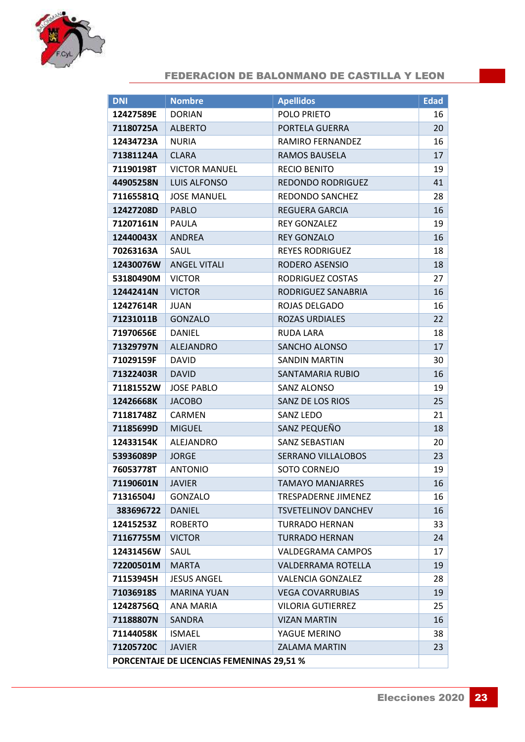| DNI | Nombre | Apellidos | Edad |
|---|---|---|---|
| 12427589E | DORIAN | POLO PRIETO | 16 |
| 71180725A | ALBERTO | PORTELA GUERRA | 20 |
| 12434723A | NURIA | RAMIRO FERNANDEZ | 16 |
| 71381124A | CLARA | RAMOS BAUSELA | 17 |
| 71190198T | VICTOR MANUEL | RECIO BENITO | 19 |
| 44905258N | LUIS ALFONSO | REDONDO RODRIGUEZ | 41 |
| 71165581Q | JOSE MANUEL | REDONDO SANCHEZ | 28 |
| 12427208D | PABLO | REGUERA GARCIA | 16 |
| 71207161N | PAULA | REY GONZALEZ | 19 |
| 12440043X | ANDREA | REY GONZALO | 16 |
| 70263163A | SAUL | REYES RODRIGUEZ | 18 |
| 12430076W | ANGEL VITALI | RODERO ASENSIO | 18 |
| 53180490M | VICTOR | RODRIGUEZ COSTAS | 27 |
| 12442414N | VICTOR | RODRIGUEZ SANABRIA | 16 |
| 12427614R | JUAN | ROJAS DELGADO | 16 |
| 71231011B | GONZALO | ROZAS URDIALES | 22 |
| 71970656E | DANIEL | RUDA LARA | 18 |
| 71329797N | ALEJANDRO | SANCHO ALONSO | 17 |
| 71029159F | DAVID | SANDIN MARTIN | 30 |
| 71322403R | DAVID | SANTAMARIA RUBIO | 16 |
| 71181552W | JOSE PABLO | SANZ ALONSO | 19 |
| 12426668K | JACOBO | SANZ DE LOS RIOS | 25 |
| 71181748Z | CARMEN | SANZ LEDO | 21 |
| 71185699D | MIGUEL | SANZ PEQUEÑO | 18 |
| 12433154K | ALEJANDRO | SANZ SEBASTIAN | 20 |
| 53936089P | JORGE | SERRANO VILLALOBOS | 23 |
| 76053778T | ANTONIO | SOTO CORNEJO | 19 |
| 71190601N | JAVIER | TAMAYO MANJARRES | 16 |
| 71316504J | GONZALO | TRESPADERNE JIMENEZ | 16 |
| 383696722 | DANIEL | TSVETELINOV DANCHEV | 16 |
| 12415253Z | ROBERTO | TURRADO HERNAN | 33 |
| 71167755M | VICTOR | TURRADO HERNAN | 24 |
| 12431456W | SAUL | VALDEGRAMA CAMPOS | 17 |
| 72200501M | MARTA | VALDERRAMA ROTELLA | 19 |
| 71153945H | JESUS ANGEL | VALENCIA GONZALEZ | 28 |
| 71036918S | MARINA YUAN | VEGA COVARRUBIAS | 19 |
| 12428756Q | ANA MARIA | VILORIA GUTIERREZ | 25 |
| 71188807N | SANDRA | VIZAN MARTIN | 16 |
| 71144058K | ISMAEL | YAGUE MERINO | 38 |
| 71205720C | JAVIER | ZALAMA MARTIN | 23 |
| **PORCENTAJE DE LICENCIAS FEMENINAS 29,51 %** | | | |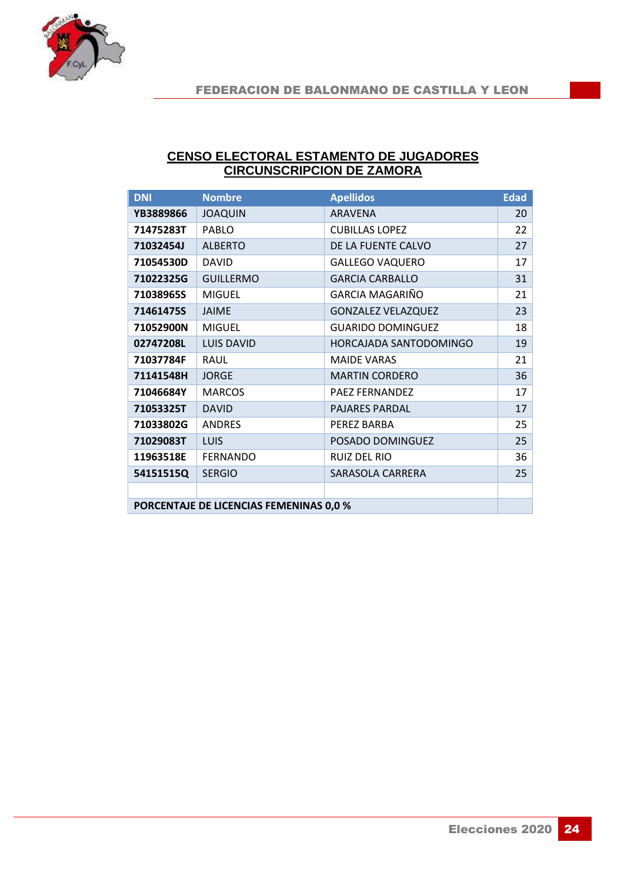## CENSO ELECTORAL ESTAMENTO DE JUGADORES
## CIRCUNSCRIPCION DE ZAMORA

| DNI | Nombre | Apellidos | Edad |
|---|---|---|---|
| YB3889866 | JOAQUIN | ARAVENA | 20 |
| 71475283T | PABLO | CUBILLAS LOPEZ | 22 |
| 71032454J | ALBERTO | DE LA FUENTE CALVO | 27 |
| 71054530D | DAVID | GALLEGO VAQUERO | 17 |
| 71022325G | GUILLERMO | GARCIA CARBALLO | 31 |
| 71038965S | MIGUEL | GARCIA MAGARIÑO | 21 |
| 71461475S | JAIME | GONZALEZ VELAZQUEZ | 23 |
| 71052900N | MIGUEL | GUARIDO DOMINGUEZ | 18 |
| 02747208L | LUIS DAVID | HORCAJADA SANTODOMINGO | 19 |
| 71037784F | RAUL | MAIDE VARAS | 21 |
| 71141548H | JORGE | MARTIN CORDERO | 36 |
| 71046684Y | MARCOS | PAEZ FERNANDEZ | 17 |
| 71053325T | DAVID | PAJARES PARDAL | 17 |
| 71033802G | ANDRES | PEREZ BARBA | 25 |
| 71029083T | LUIS | POSADO DOMINGUEZ | 25 |
| 11963518E | FERNANDO | RUIZ DEL RIO | 36 |
| 54151515Q | SERGIO | SARASOLA CARRERA | 25 |
| | | | |
| PORCENTAJE DE LICENCIAS FEMENINAS 0,0 % | | | |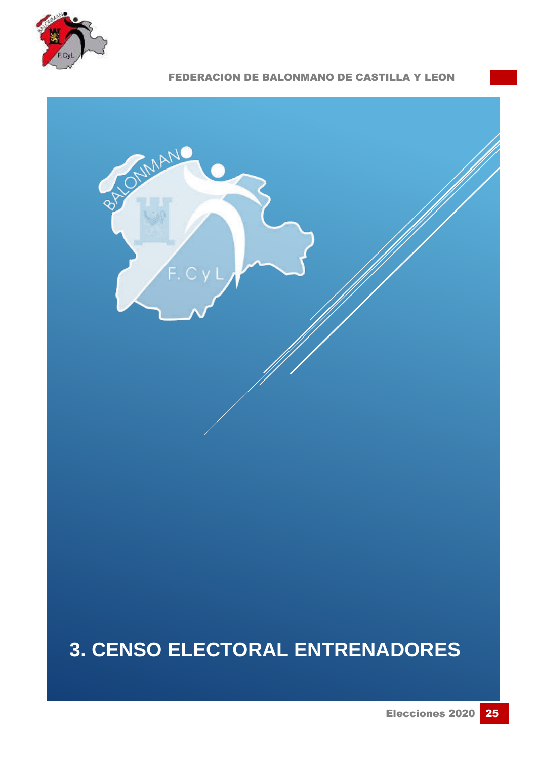# 3. CENSO ELECTORAL ENTRENADORES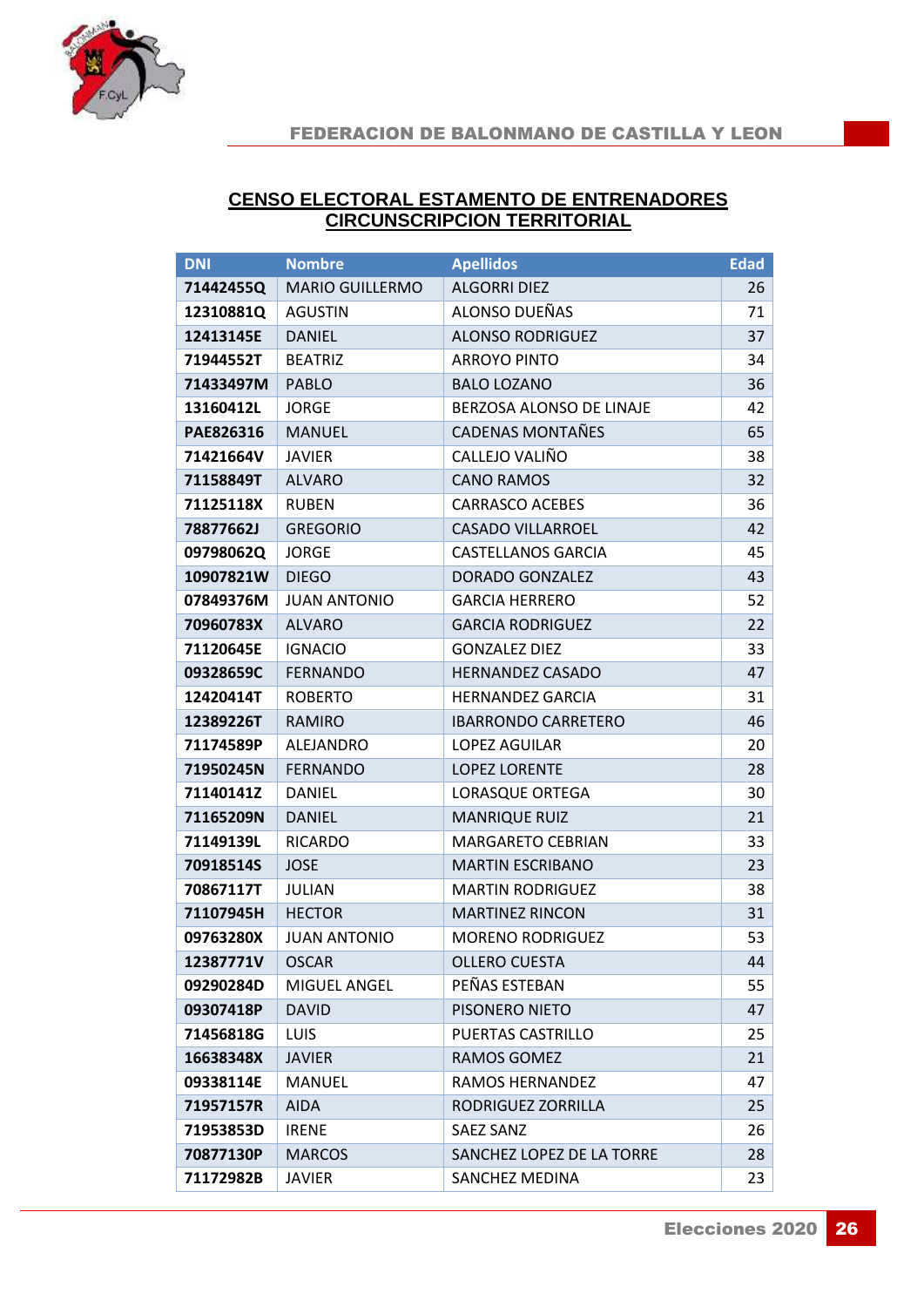## CENSO ELECTORAL ESTAMENTO DE ENTRENADORES CIRCUNSCRIPCION TERRITORIAL

| DNI | Nombre | Apellidos | Edad |
|---|---|---|---|
| 71442455Q | MARIO GUILLERMO | ALGORRI DIEZ | 26 |
| 12310881Q | AGUSTIN | ALONSO DUEÑAS | 71 |
| 12413145E | DANIEL | ALONSO RODRIGUEZ | 37 |
| 71944552T | BEATRIZ | ARROYO PINTO | 34 |
| 71433497M | PABLO | BALO LOZANO | 36 |
| 13160412L | JORGE | BERZOSA ALONSO DE LINAJE | 42 |
| PAE826316 | MANUEL | CADENAS MONTAÑES | 65 |
| 71421664V | JAVIER | CALLEJO VALIÑO | 38 |
| 71158849T | ALVARO | CANO RAMOS | 32 |
| 71125118X | RUBEN | CARRASCO ACEBES | 36 |
| 78877662J | GREGORIO | CASADO VILLARROEL | 42 |
| 09798062Q | JORGE | CASTELLANOS GARCIA | 45 |
| 10907821W | DIEGO | DORADO GONZALEZ | 43 |
| 07849376M | JUAN ANTONIO | GARCIA HERRERO | 52 |
| 70960783X | ALVARO | GARCIA RODRIGUEZ | 22 |
| 71120645E | IGNACIO | GONZALEZ DIEZ | 33 |
| 09328659C | FERNANDO | HERNANDEZ CASADO | 47 |
| 12420414T | ROBERTO | HERNANDEZ GARCIA | 31 |
| 12389226T | RAMIRO | IBARRONDO CARRETERO | 46 |
| 71174589P | ALEJANDRO | LOPEZ AGUILAR | 20 |
| 71950245N | FERNANDO | LOPEZ LORENTE | 28 |
| 71140141Z | DANIEL | LORASQUE ORTEGA | 30 |
| 71165209N | DANIEL | MANRIQUE RUIZ | 21 |
| 71149139L | RICARDO | MARGARETO CEBRIAN | 33 |
| 70918514S | JOSE | MARTIN ESCRIBANO | 23 |
| 70867117T | JULIAN | MARTIN RODRIGUEZ | 38 |
| 71107945H | HECTOR | MARTINEZ RINCON | 31 |
| 09763280X | JUAN ANTONIO | MORENO RODRIGUEZ | 53 |
| 12387771V | OSCAR | OLLERO CUESTA | 44 |
| 09290284D | MIGUEL ANGEL | PEÑAS ESTEBAN | 55 |
| 09307418P | DAVID | PISONERO NIETO | 47 |
| 71456818G | LUIS | PUERTAS CASTRILLO | 25 |
| 16638348X | JAVIER | RAMOS GOMEZ | 21 |
| 09338114E | MANUEL | RAMOS HERNANDEZ | 47 |
| 71957157R | AIDA | RODRIGUEZ ZORRILLA | 25 |
| 71953853D | IRENE | SAEZ SANZ | 26 |
| 70877130P | MARCOS | SANCHEZ LOPEZ DE LA TORRE | 28 |
| 71172982B | JAVIER | SANCHEZ MEDINA | 23 |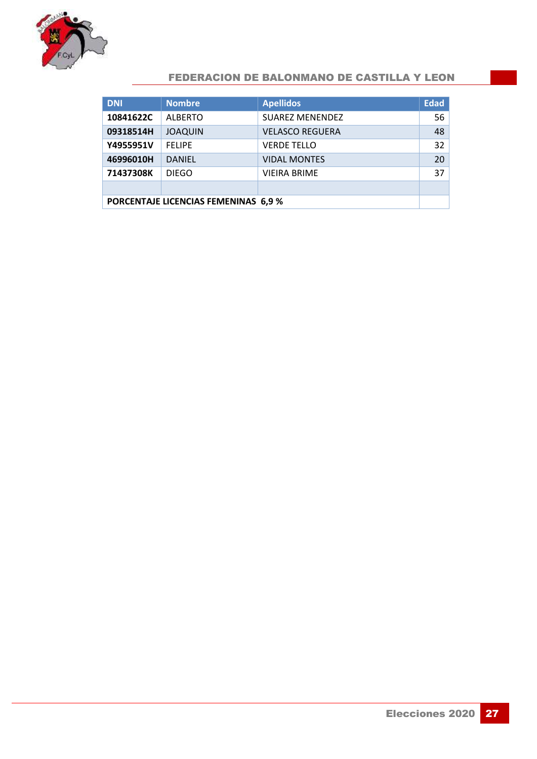| DNI | Nombre | Apellidos | Edad |
|---|---|---|---|
| **10841622C** | ALBERTO | SUAREZ MENENDEZ | 56 |
| **09318514H** | JOAQUIN | VELASCO REGUERA | 48 |
| **Y4955951V** | FELIPE | VERDE TELLO | 32 |
| **46996010H** | DANIEL | VIDAL MONTES | 20 |
| **71437308K** | DIEGO | VIEIRA BRIME | 37 |
| | | | |
| **PORCENTAJE LICENCIAS FEMENINAS 6,9 %** | | | |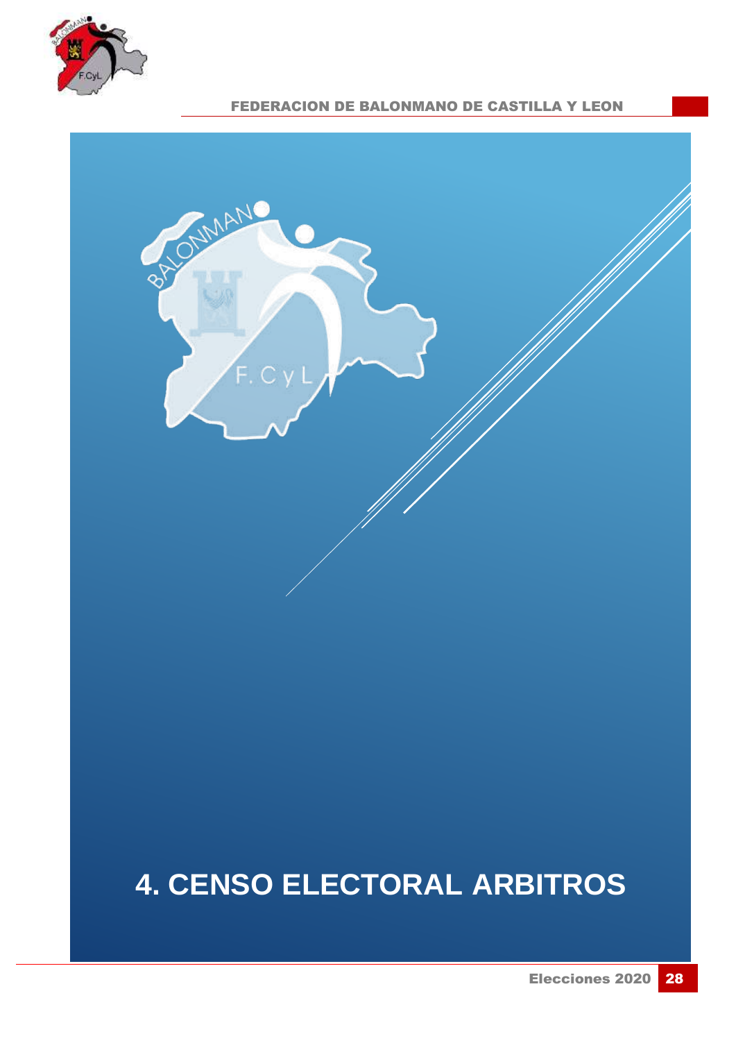# 4. CENSO ELECTORAL ARBITROS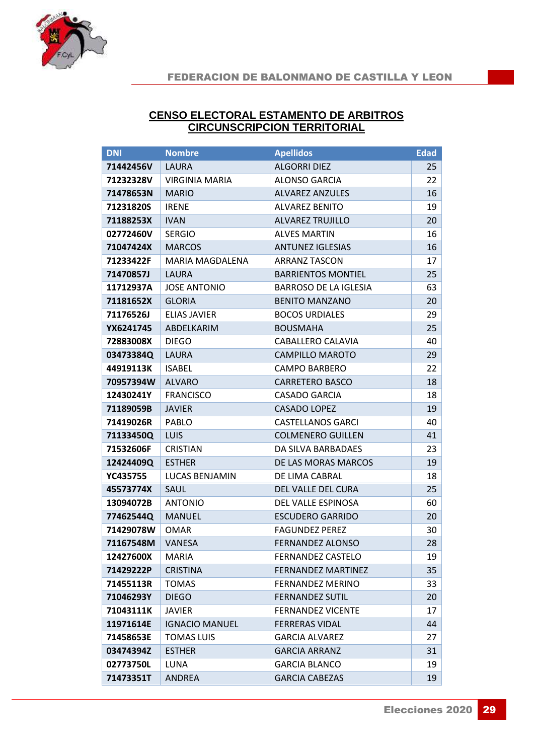**CENSO ELECTORAL ESTAMENTO DE ARBITROS CIRCUNSCRIPCION TERRITORIAL**

| DNI | Nombre | Apellidos | Edad |
|---|---|---|---|
| 71442456V | LAURA | ALGORRI DIEZ | 25 |
| 71232328V | VIRGINIA MARIA | ALONSO GARCIA | 22 |
| 71478653N | MARIO | ALVAREZ ANZULES | 16 |
| 71231820S | IRENE | ALVAREZ BENITO | 19 |
| 71188253X | IVAN | ALVAREZ TRUJILLO | 20 |
| 02772460V | SERGIO | ALVES MARTIN | 16 |
| 71047424X | MARCOS | ANTUNEZ IGLESIAS | 16 |
| 71233422F | MARIA MAGDALENA | ARRANZ TASCON | 17 |
| 71470857J | LAURA | BARRIENTOS MONTIEL | 25 |
| 11712937A | JOSE ANTONIO | BARROSO DE LA IGLESIA | 63 |
| 71181652X | GLORIA | BENITO MANZANO | 20 |
| 71176526J | ELIAS JAVIER | BOCOS URDIALES | 29 |
| YX6241745 | ABDELKARIM | BOUSMAHA | 25 |
| 72883008X | DIEGO | CABALLERO CALAVIA | 40 |
| 03473384Q | LAURA | CAMPILLO MAROTO | 29 |
| 44919113K | ISABEL | CAMPO BARBERO | 22 |
| 70957394W | ALVARO | CARRETERO BASCO | 18 |
| 12430241Y | FRANCISCO | CASADO GARCIA | 18 |
| 71189059B | JAVIER | CASADO LOPEZ | 19 |
| 71419026R | PABLO | CASTELLANOS GARCI | 40 |
| 71133450Q | LUIS | COLMENERO GUILLEN | 41 |
| 71532606F | CRISTIAN | DA SILVA BARBADAES | 23 |
| 12424409Q | ESTHER | DE LAS MORAS MARCOS | 19 |
| YC435755 | LUCAS BENJAMIN | DE LIMA CABRAL | 18 |
| 45573774X | SAUL | DEL VALLE DEL CURA | 25 |
| 13094072B | ANTONIO | DEL VALLE ESPINOSA | 60 |
| 77462544Q | MANUEL | ESCUDERO GARRIDO | 20 |
| 71429078W | OMAR | FAGUNDEZ PEREZ | 30 |
| 71167548M | VANESA | FERNANDEZ ALONSO | 28 |
| 12427600X | MARIA | FERNANDEZ CASTELO | 19 |
| 71429222P | CRISTINA | FERNANDEZ MARTINEZ | 35 |
| 71455113R | TOMAS | FERNANDEZ MERINO | 33 |
| 71046293Y | DIEGO | FERNANDEZ SUTIL | 20 |
| 71043111K | JAVIER | FERNANDEZ VICENTE | 17 |
| 11971614E | IGNACIO MANUEL | FERRERAS VIDAL | 44 |
| 71458653E | TOMAS LUIS | GARCIA ALVAREZ | 27 |
| 03474394Z | ESTHER | GARCIA ARRANZ | 31 |
| 02773750L | LUNA | GARCIA BLANCO | 19 |
| 71473351T | ANDREA | GARCIA CABEZAS | 19 |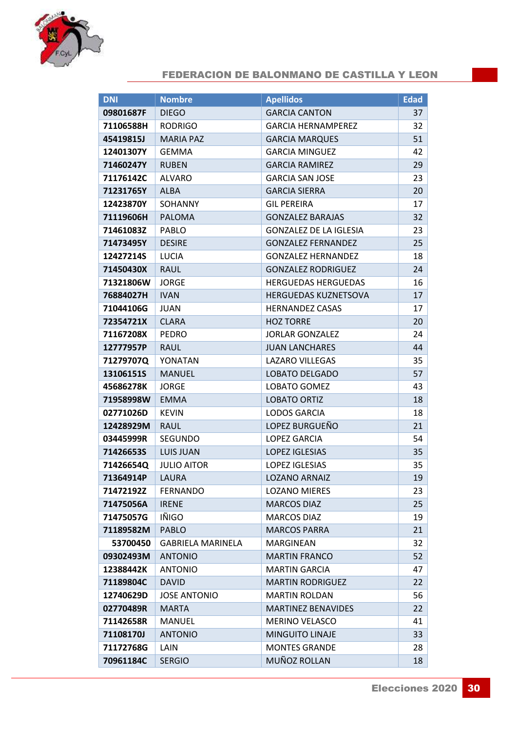| DNI | Nombre | Apellidos | Edad |
|---|---|---|---|
| 09801687F | DIEGO | GARCIA CANTON | 37 |
| 71106588H | RODRIGO | GARCIA HERNAMPEREZ | 32 |
| 45419815J | MARIA PAZ | GARCIA MARQUES | 51 |
| 12401307Y | GEMMA | GARCIA MINGUEZ | 42 |
| 71460247Y | RUBEN | GARCIA RAMIREZ | 29 |
| 71176142C | ALVARO | GARCIA SAN JOSE | 23 |
| 71231765Y | ALBA | GARCIA SIERRA | 20 |
| 12423870Y | SOHANNY | GIL PEREIRA | 17 |
| 71119606H | PALOMA | GONZALEZ BARAJAS | 32 |
| 71461083Z | PABLO | GONZALEZ DE LA IGLESIA | 23 |
| 71473495Y | DESIRE | GONZALEZ FERNANDEZ | 25 |
| 12427214S | LUCIA | GONZALEZ HERNANDEZ | 18 |
| 71450430X | RAUL | GONZALEZ RODRIGUEZ | 24 |
| 71321806W | JORGE | HERGUEDAS HERGUEDAS | 16 |
| 76884027H | IVAN | HERGUEDAS KUZNETSOVA | 17 |
| 71044106G | JUAN | HERNANDEZ CASAS | 17 |
| 72354721X | CLARA | HOZ TORRE | 20 |
| 71167208X | PEDRO | JORLAR GONZALEZ | 24 |
| 12777957P | RAUL | JUAN LANCHARES | 44 |
| 71279707Q | YONATAN | LAZARO VILLEGAS | 35 |
| 13106151S | MANUEL | LOBATO DELGADO | 57 |
| 45686278K | JORGE | LOBATO GOMEZ | 43 |
| 71958998W | EMMA | LOBATO ORTIZ | 18 |
| 02771026D | KEVIN | LODOS GARCIA | 18 |
| 12428929M | RAUL | LOPEZ BURGUEÑO | 21 |
| 03445999R | SEGUNDO | LOPEZ GARCIA | 54 |
| 71426653S | LUIS JUAN | LOPEZ IGLESIAS | 35 |
| 71426654Q | JULIO AITOR | LOPEZ IGLESIAS | 35 |
| 71364914P | LAURA | LOZANO ARNAIZ | 19 |
| 71472192Z | FERNANDO | LOZANO MIERES | 23 |
| 71475056A | IRENE | MARCOS DIAZ | 25 |
| 71475057G | IÑIGO | MARCOS DIAZ | 19 |
| 71189582M | PABLO | MARCOS PARRA | 21 |
| 53700450 | GABRIELA MARINELA | MARGINEAN | 32 |
| 09302493M | ANTONIO | MARTIN FRANCO | 52 |
| 12388442K | ANTONIO | MARTIN GARCIA | 47 |
| 71189804C | DAVID | MARTIN RODRIGUEZ | 22 |
| 12740629D | JOSE ANTONIO | MARTIN ROLDAN | 56 |
| 02770489R | MARTA | MARTINEZ BENAVIDES | 22 |
| 71142658R | MANUEL | MERINO VELASCO | 41 |
| 71108170J | ANTONIO | MINGUITO LINAJE | 33 |
| 71172768G | LAIN | MONTES GRANDE | 28 |
| 70961184C | SERGIO | MUÑOZ ROLLAN | 18 |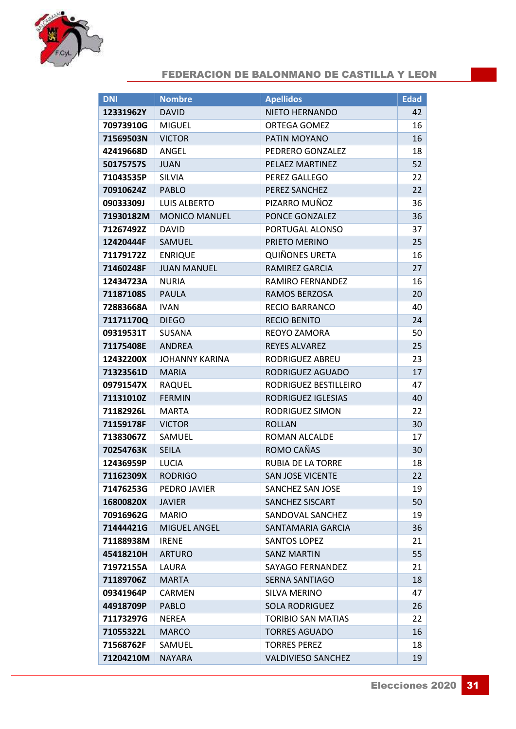| DNI | Nombre | Apellidos | Edad |
|---|---|---|---|
| 12331962Y | DAVID | NIETO HERNANDO | 42 |
| 70973910G | MIGUEL | ORTEGA GOMEZ | 16 |
| 71569503N | VICTOR | PATIN MOYANO | 16 |
| 42419668D | ANGEL | PEDRERO GONZALEZ | 18 |
| 50175757S | JUAN | PELAEZ MARTINEZ | 52 |
| 71043535P | SILVIA | PEREZ GALLEGO | 22 |
| 70910624Z | PABLO | PEREZ SANCHEZ | 22 |
| 09033309J | LUIS ALBERTO | PIZARRO MUÑOZ | 36 |
| 71930182M | MONICO MANUEL | PONCE GONZALEZ | 36 |
| 71267492Z | DAVID | PORTUGAL ALONSO | 37 |
| 12420444F | SAMUEL | PRIETO MERINO | 25 |
| 71179172Z | ENRIQUE | QUIÑONES URETA | 16 |
| 71460248F | JUAN MANUEL | RAMIREZ GARCIA | 27 |
| 12434723A | NURIA | RAMIRO FERNANDEZ | 16 |
| 71187108S | PAULA | RAMOS BERZOSA | 20 |
| 72883668A | IVAN | RECIO BARRANCO | 40 |
| 71171170Q | DIEGO | RECIO BENITO | 24 |
| 09319531T | SUSANA | REOYO ZAMORA | 50 |
| 71175408E | ANDREA | REYES ALVAREZ | 25 |
| 12432200X | JOHANNY KARINA | RODRIGUEZ ABREU | 23 |
| 71323561D | MARIA | RODRIGUEZ AGUADO | 17 |
| 09791547X | RAQUEL | RODRIGUEZ BESTILLEIRO | 47 |
| 71131010Z | FERMIN | RODRIGUEZ IGLESIAS | 40 |
| 71182926L | MARTA | RODRIGUEZ SIMON | 22 |
| 71159178F | VICTOR | ROLLAN | 30 |
| 71383067Z | SAMUEL | ROMAN ALCALDE | 17 |
| 70254763K | SEILA | ROMO CAÑAS | 30 |
| 12436959P | LUCIA | RUBIA DE LA TORRE | 18 |
| 71162309X | RODRIGO | SAN JOSE VICENTE | 22 |
| 71476253G | PEDRO JAVIER | SANCHEZ SAN JOSE | 19 |
| 16800820X | JAVIER | SANCHEZ SISCART | 50 |
| 70916962G | MARIO | SANDOVAL SANCHEZ | 19 |
| 71444421G | MIGUEL ANGEL | SANTAMARIA GARCIA | 36 |
| 71188938M | IRENE | SANTOS LOPEZ | 21 |
| 45418210H | ARTURO | SANZ MARTIN | 55 |
| 71972155A | LAURA | SAYAGO FERNANDEZ | 21 |
| 71189706Z | MARTA | SERNA SANTIAGO | 18 |
| 09341964P | CARMEN | SILVA MERINO | 47 |
| 44918709P | PABLO | SOLA RODRIGUEZ | 26 |
| 71173297G | NEREA | TORIBIO SAN MATIAS | 22 |
| 71055322L | MARCO | TORRES AGUADO | 16 |
| 71568762F | SAMUEL | TORRES PEREZ | 18 |
| 71204210M | NAYARA | VALDIVIESO SANCHEZ | 19 |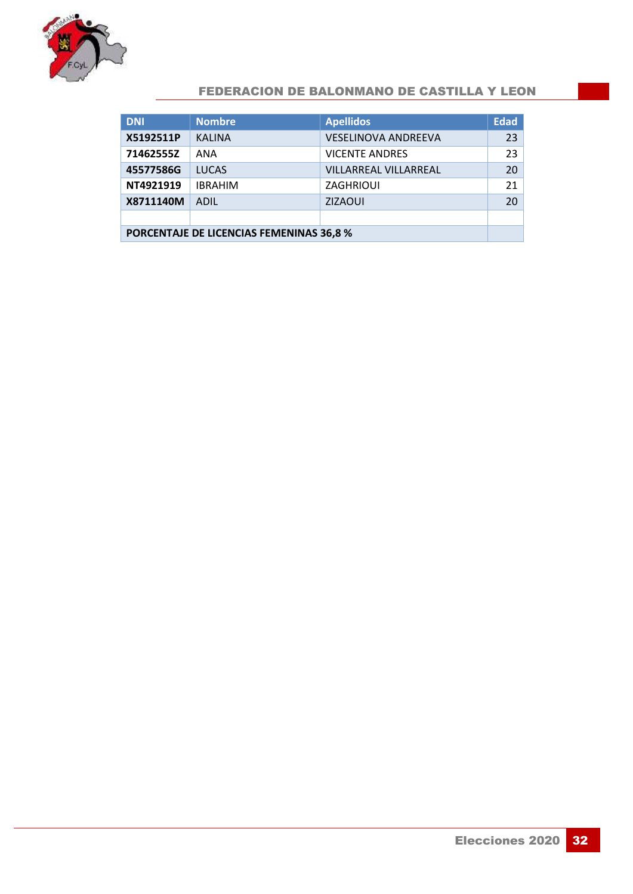| DNI | Nombre | Apellidos | Edad |
|---|---|---|---|
| **X5192511P** | KALINA | VESELINOVA ANDREEVA | 23 |
| **71462555Z** | ANA | VICENTE ANDRES | 23 |
| **45577586G** | LUCAS | VILLARREAL VILLARREAL | 20 |
| **NT4921919** | IBRAHIM | ZAGHRIOUI | 21 |
| **X8711140M** | ADIL | ZIZAOUI | 20 |
| | | | |
| **PORCENTAJE DE LICENCIAS FEMENINAS 36,8 %** | | | |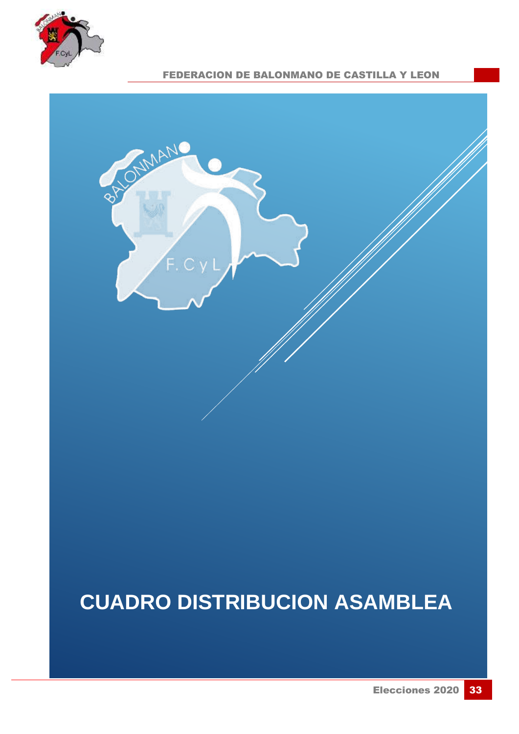# CUADRO DISTRIBUCION ASAMBLEA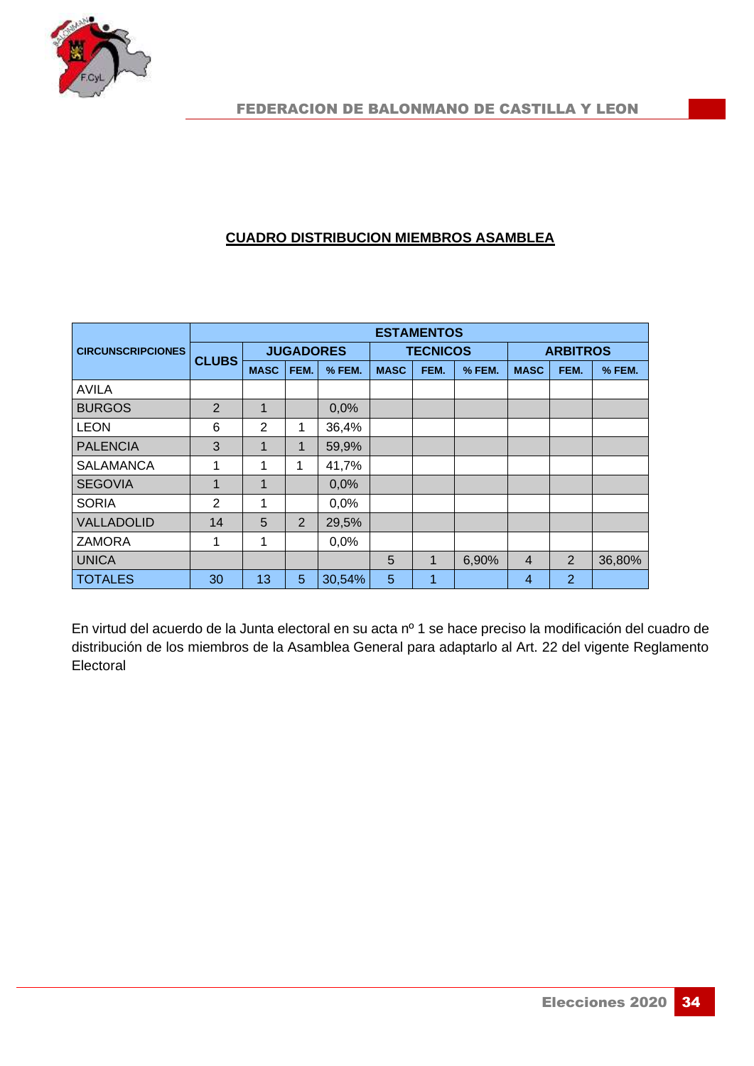## CUADRO DISTRIBUCION MIEMBROS ASAMBLEA

| CIRCUNSCRIPCIONES | CLUBS | ESTAMENTOS | | | | | | | | |
|---|---|---|---|---|---|---|---|---|---|---|
| | | JUGADORES | | | TECNICOS | | | ARBITROS | | |
| | | MASC | FEM. | % FEM. | MASC | FEM. | % FEM. | MASC | FEM. | % FEM. |
| AVILA | | | | | | | | | | |
| BURGOS | 2 | 1 | | 0,0% | | | | | | |
| LEON | 6 | 2 | 1 | 36,4% | | | | | | |
| PALENCIA | 3 | 1 | 1 | 59,9% | | | | | | |
| SALAMANCA | 1 | 1 | 1 | 41,7% | | | | | | |
| SEGOVIA | 1 | 1 | | 0,0% | | | | | | |
| SORIA | 2 | 1 | | 0,0% | | | | | | |
| VALLADOLID | 14 | 5 | 2 | 29,5% | | | | | | |
| ZAMORA | 1 | 1 | | 0,0% | | | | | | |
| UNICA | | | | | 5 | 1 | 6,90% | 4 | 2 | 36,80% |
| TOTALES | 30 | 13 | 5 | 30,54% | 5 | 1 | | 4 | 2 | |

En virtud del acuerdo de la Junta electoral en su acta nº 1 se hace preciso la modificación del cuadro de distribución de los miembros de la Asamblea General para adaptarlo al Art. 22 del vigente Reglamento Electoral